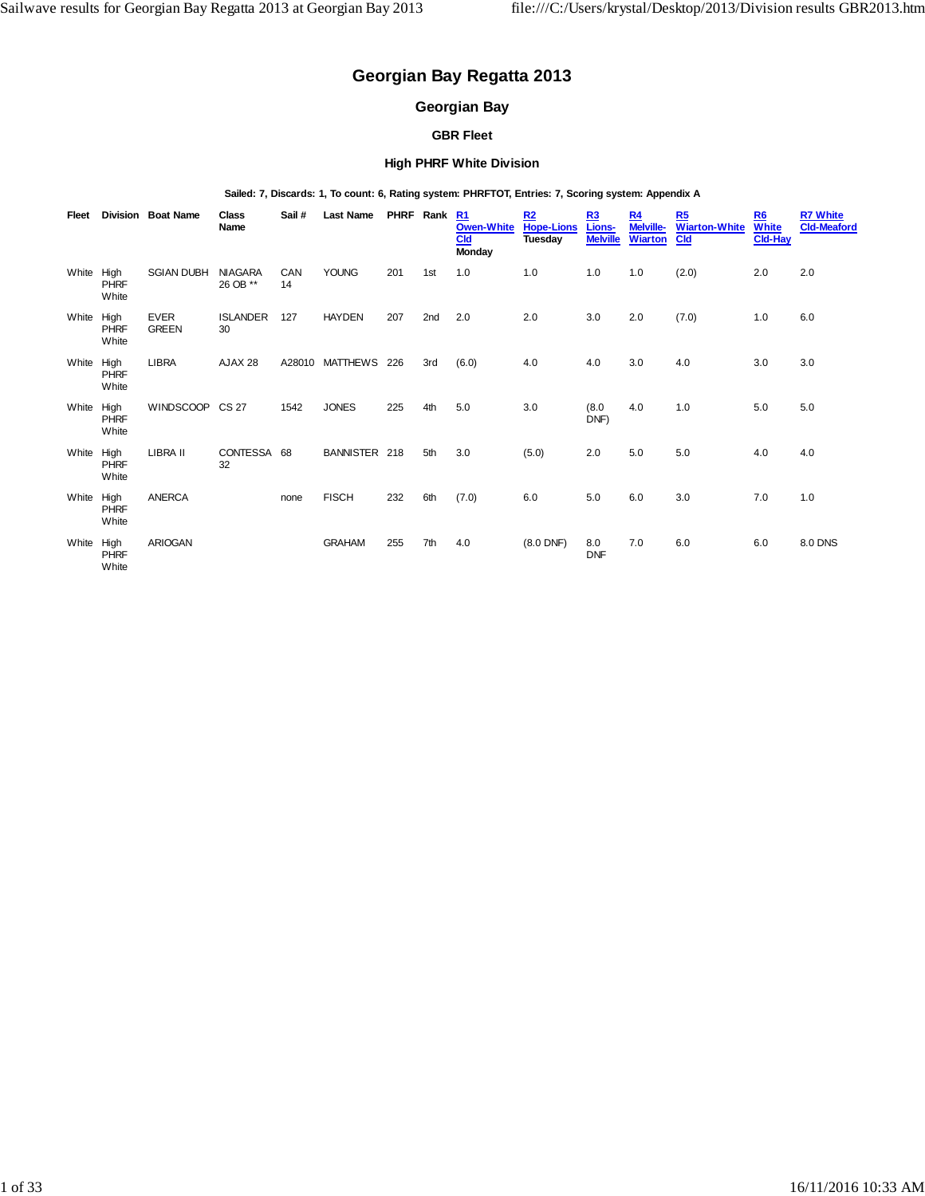# Georgian Bay Regatta 2013

## Georgian Bay

### GBR Fleet

### High PHRF White Division

**Sailed: 7, Discards: 1, To count: 6, Rating system: PHRFTOT, Entries: 7, Scoring system: Appendix A**

| Fleet | Division | Boat Name | Class Name | Sail # | Last Name | PHRF | Rank | R1 Owen-White Cld Monday | R2 Hope-Lions Tuesday | R3 Lions-Melville | R4 Melville-Wiarton | R5 Wiarton-White Cld | R6 White Cld-Hay | R7 White Cld-Meaford |
|---|---|---|---|---|---|---|---|---|---|---|---|---|---|---|
| White | High PHRF White | SGIAN DUBH | NIAGARA 26 OB ** | CAN 14 | YOUNG | 201 | 1st | 1.0 | 1.0 | 1.0 | 1.0 | (2.0) | 2.0 | 2.0 |
| White | High PHRF White | EVER GREEN | ISLANDER 30 | 127 | HAYDEN | 207 | 2nd | 2.0 | 2.0 | 3.0 | 2.0 | (7.0) | 1.0 | 6.0 |
| White | High PHRF White | LIBRA | AJAX 28 | A28010 | MATTHEWS | 226 | 3rd | (6.0) | 4.0 | 4.0 | 3.0 | 4.0 | 3.0 | 3.0 |
| White | High PHRF White | WINDSCOOP | CS 27 | 1542 | JONES | 225 | 4th | 5.0 | 3.0 | (8.0 DNF) | 4.0 | 1.0 | 5.0 | 5.0 |
| White | High PHRF White | LIBRA II | CONTESSA 32 | 68 | BANNISTER | 218 | 5th | 3.0 | (5.0) | 2.0 | 5.0 | 5.0 | 4.0 | 4.0 |
| White | High PHRF White | ANERCA | | none | FISCH | 232 | 6th | (7.0) | 6.0 | 5.0 | 6.0 | 3.0 | 7.0 | 1.0 |
| White | High PHRF White | ARIOGAN | | | GRAHAM | 255 | 7th | 4.0 | (8.0 DNF) | 8.0 DNF | 7.0 | 6.0 | 6.0 | 8.0 DNS |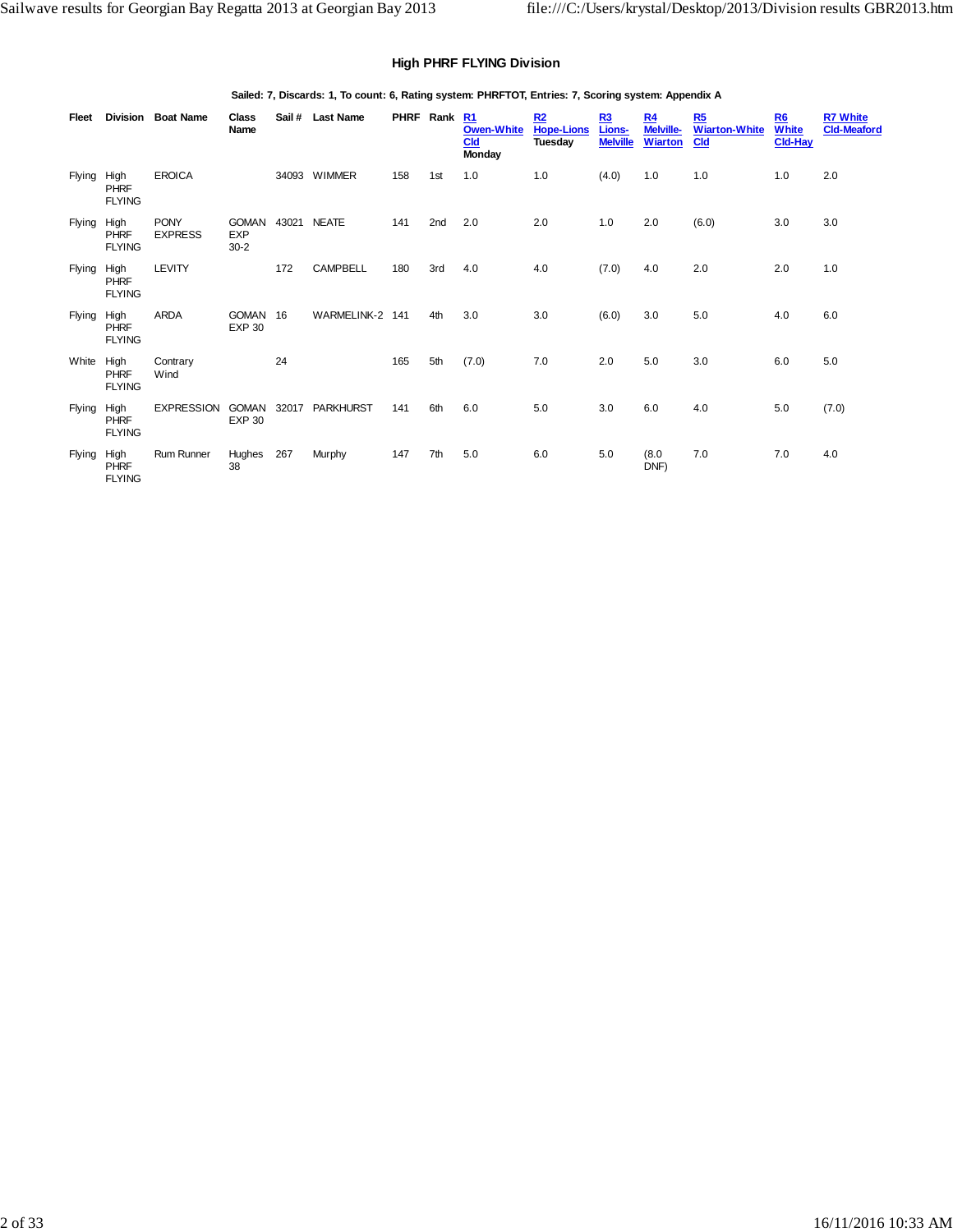### High PHRF FLYING Division

**Sailed: 7, Discards: 1, To count: 6, Rating system: PHRFTOT, Entries: 7, Scoring system: Appendix A**

| Fleet | Division | Boat Name | Class Name | Sail # | Last Name | PHRF | Rank | R1 Owen-White Cld Monday | R2 Hope-Lions Tuesday | R3 Lions-Melville | R4 Melville-Wiarton | R5 Wiarton-White Cld | R6 White Cld-Hay | R7 White Cld-Meaford |
|---|---|---|---|---|---|---|---|---|---|---|---|---|---|---|
| Flying | High PHRF FLYING | EROICA | | 34093 | WIMMER | 158 | 1st | 1.0 | 1.0 | (4.0) | 1.0 | 1.0 | 1.0 | 2.0 |
| Flying | High PHRF FLYING | PONY EXPRESS | GOMAN EXP 30-2 | 43021 | NEATE | 141 | 2nd | 2.0 | 2.0 | 1.0 | 2.0 | (6.0) | 3.0 | 3.0 |
| Flying | High PHRF FLYING | LEVITY | | 172 | CAMPBELL | 180 | 3rd | 4.0 | 4.0 | (7.0) | 4.0 | 2.0 | 2.0 | 1.0 |
| Flying | High PHRF FLYING | ARDA | GOMAN EXP 30 | 16 | WARMELINK-2 | 141 | 4th | 3.0 | 3.0 | (6.0) | 3.0 | 5.0 | 4.0 | 6.0 |
| White | High PHRF FLYING | Contrary Wind | | 24 | | 165 | 5th | (7.0) | 7.0 | 2.0 | 5.0 | 3.0 | 6.0 | 5.0 |
| Flying | High PHRF FLYING | EXPRESSION | GOMAN EXP 30 | 32017 | PARKHURST | 141 | 6th | 6.0 | 5.0 | 3.0 | 6.0 | 4.0 | 5.0 | (7.0) |
| Flying | High PHRF FLYING | Rum Runner | Hughes 38 | 267 | Murphy | 147 | 7th | 5.0 | 6.0 | 5.0 | (8.0 DNF) | 7.0 | 7.0 | 4.0 |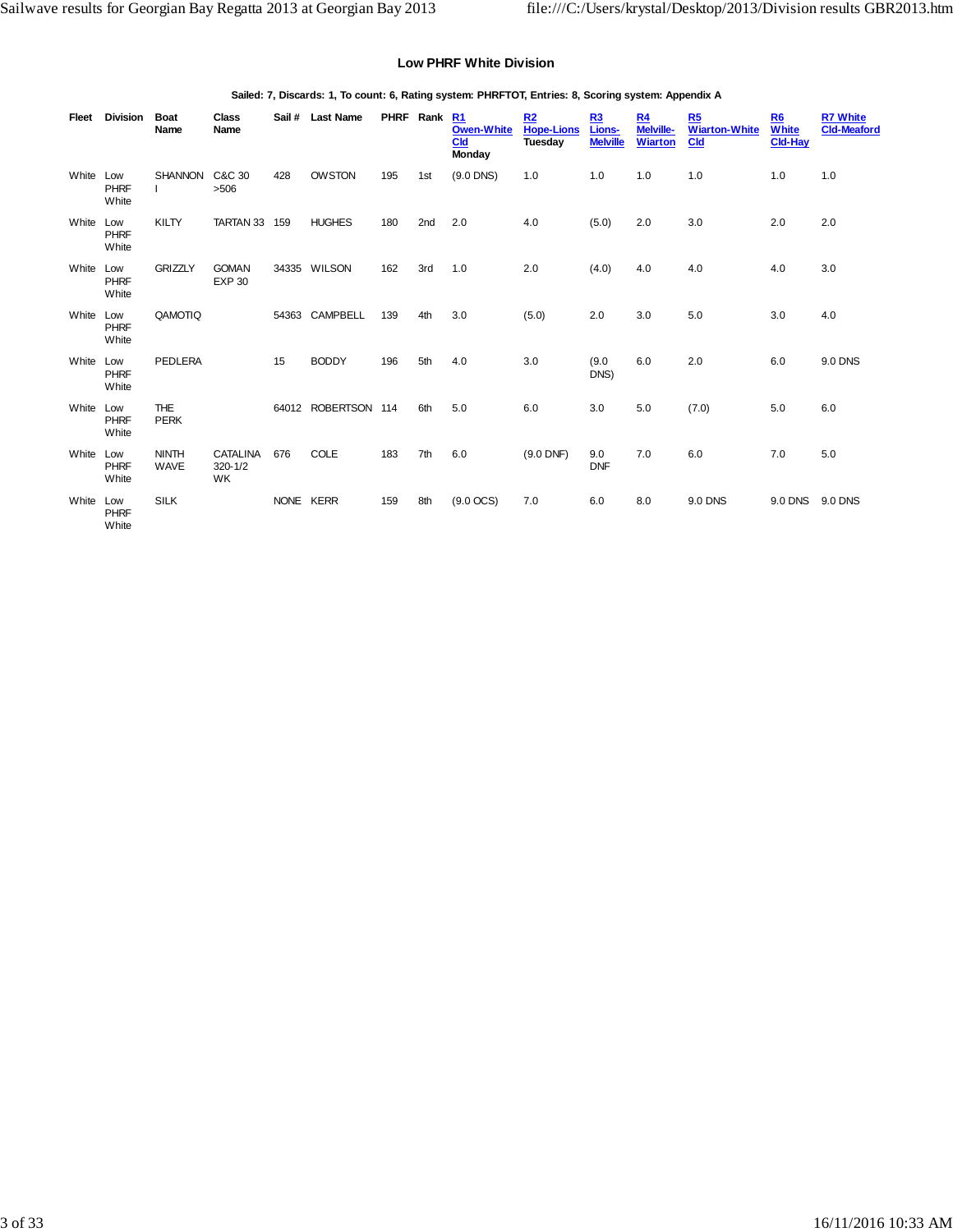### Low PHRF White Division

**Sailed: 7, Discards: 1, To count: 6, Rating system: PHRFTOT, Entries: 8, Scoring system: Appendix A**

| Fleet | Division | Boat Name | Class Name | Sail # | Last Name | PHRF | Rank | R1 Owen-White Cld Monday | R2 Hope-Lions Tuesday | R3 Lions-Melville | R4 Melville-Wiarton | R5 Wiarton-White Cld | R6 White Cld-Hay | R7 White Cld-Meaford |
|---|---|---|---|---|---|---|---|---|---|---|---|---|---|---|
| White | Low PHRF White | SHANNON I | C&C 30 >506 | 428 | OWSTON | 195 | 1st | (9.0 DNS) | 1.0 | 1.0 | 1.0 | 1.0 | 1.0 | 1.0 |
| White | Low PHRF White | KILTY | TARTAN 33 | 159 | HUGHES | 180 | 2nd | 2.0 | 4.0 | (5.0) | 2.0 | 3.0 | 2.0 | 2.0 |
| White | Low PHRF White | GRIZZLY | GOMAN EXP 30 | 34335 | WILSON | 162 | 3rd | 1.0 | 2.0 | (4.0) | 4.0 | 4.0 | 4.0 | 3.0 |
| White | Low PHRF White | QAMOTIQ | | 54363 | CAMPBELL | 139 | 4th | 3.0 | (5.0) | 2.0 | 3.0 | 5.0 | 3.0 | 4.0 |
| White | Low PHRF White | PEDLERA | | 15 | BODDY | 196 | 5th | 4.0 | 3.0 | (9.0 DNS) | 6.0 | 2.0 | 6.0 | 9.0 DNS |
| White | Low PHRF White | THE PERK | | 64012 | ROBERTSON | 114 | 6th | 5.0 | 6.0 | 3.0 | 5.0 | (7.0) | 5.0 | 6.0 |
| White | Low PHRF White | NINTH WAVE | CATALINA 320-1/2 WK | 676 | COLE | 183 | 7th | 6.0 | (9.0 DNF) | 9.0 DNF | 7.0 | 6.0 | 7.0 | 5.0 |
| White | Low PHRF White | SILK | | NONE | KERR | 159 | 8th | (9.0 OCS) | 7.0 | 6.0 | 8.0 | 9.0 DNS | 9.0 DNS | 9.0 DNS |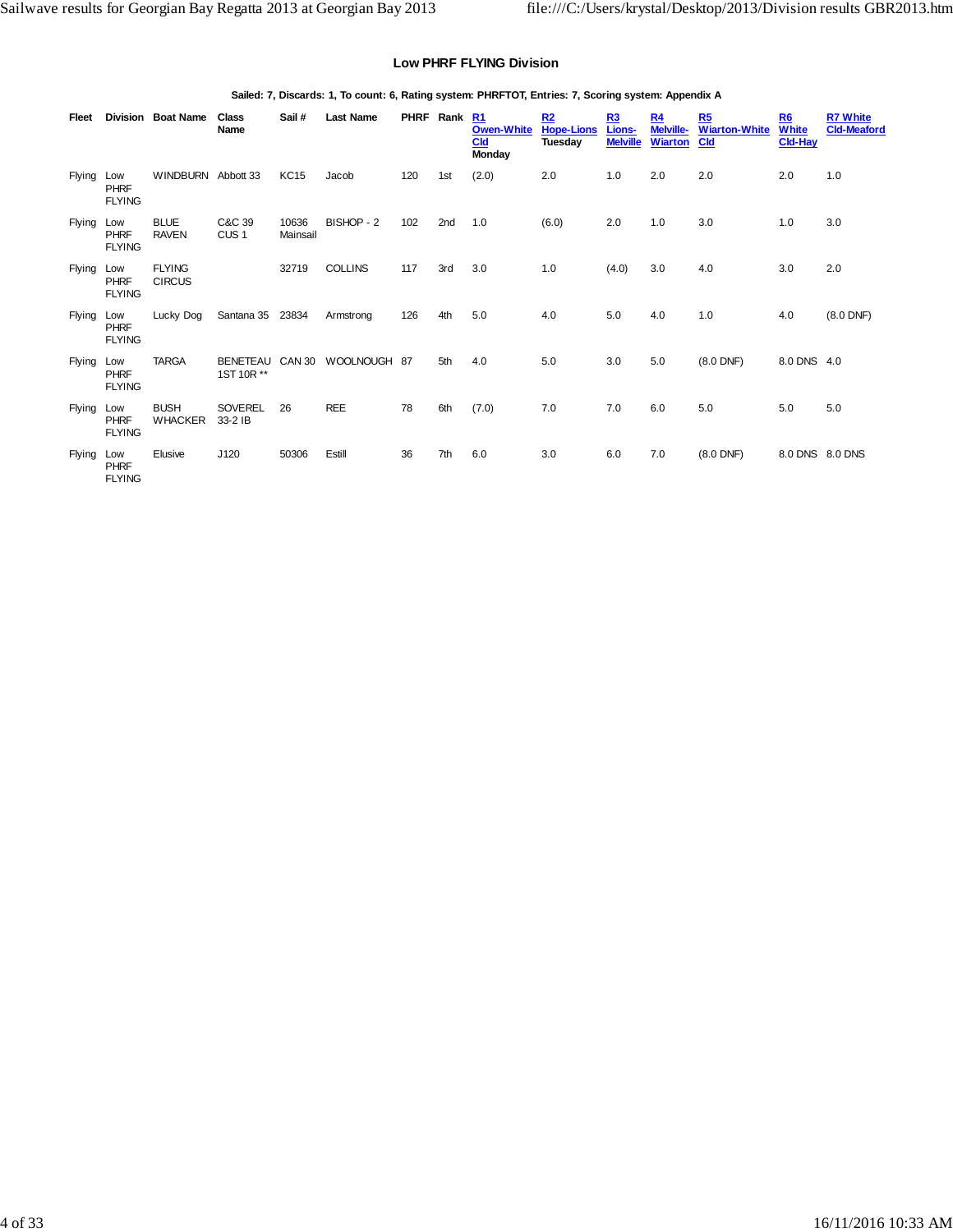### Low PHRF FLYING Division

**Sailed: 7, Discards: 1, To count: 6, Rating system: PHRFTOT, Entries: 7, Scoring system: Appendix A**

| Fleet | Division | Boat Name | Class Name | Sail # | Last Name | PHRF | Rank | R1 Owen-White Cld Monday | R2 Hope-Lions Tuesday | R3 Lions-Melville | R4 Melville-Wiarton | R5 Wiarton-White Cld | R6 White Cld-Hay | R7 White Cld-Meaford |
|---|---|---|---|---|---|---|---|---|---|---|---|---|---|---|
| Flying | Low PHRF FLYING | WINDBURN | Abbott 33 | KC15 | Jacob | 120 | 1st | (2.0) | 2.0 | 1.0 | 2.0 | 2.0 | 2.0 | 1.0 |
| Flying | Low PHRF FLYING | BLUE RAVEN | C&C 39 CUS 1 | 10636 Mainsail | BISHOP - 2 | 102 | 2nd | 1.0 | (6.0) | 2.0 | 1.0 | 3.0 | 1.0 | 3.0 |
| Flying | Low PHRF FLYING | FLYING CIRCUS | | 32719 | COLLINS | 117 | 3rd | 3.0 | 1.0 | (4.0) | 3.0 | 4.0 | 3.0 | 2.0 |
| Flying | Low PHRF FLYING | Lucky Dog | Santana 35 | 23834 | Armstrong | 126 | 4th | 5.0 | 4.0 | 5.0 | 4.0 | 1.0 | 4.0 | (8.0 DNF) |
| Flying | Low PHRF FLYING | TARGA | BENETEAU 1ST 10R ** | CAN 30 | WOOLNOUGH | 87 | 5th | 4.0 | 5.0 | 3.0 | 5.0 | (8.0 DNF) | 8.0 DNS | 4.0 |
| Flying | Low PHRF FLYING | BUSH WHACKER | SOVEREL 33-2 IB | 26 | REE | 78 | 6th | (7.0) | 7.0 | 7.0 | 6.0 | 5.0 | 5.0 | 5.0 |
| Flying | Low PHRF FLYING | Elusive | J120 | 50306 | Estill | 36 | 7th | 6.0 | 3.0 | 6.0 | 7.0 | (8.0 DNF) | 8.0 DNS | 8.0 DNS |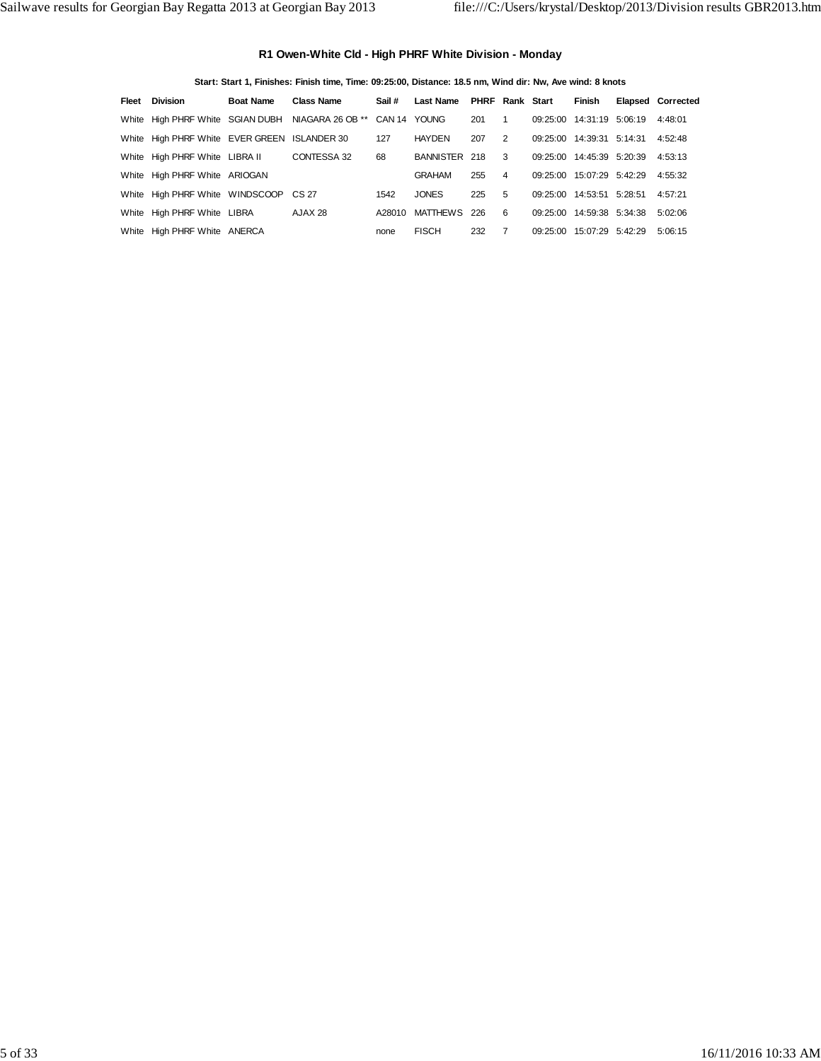### R1 Owen-White Cld - High PHRF White Division - Monday

**Start: Start 1, Finishes: Finish time, Time: 09:25:00, Distance: 18.5 nm, Wind dir: Nw, Ave wind: 8 knots**

| Fleet | Division | Boat Name | Class Name | Sail # | Last Name | PHRF | Rank | Start | Finish | Elapsed | Corrected |
|---|---|---|---|---|---|---|---|---|---|---|---|
| White | High PHRF White | SGIAN DUBH | NIAGARA 26 OB ** | CAN 14 | YOUNG | 201 | 1 | 09:25:00 | 14:31:19 | 5:06:19 | 4:48:01 |
| White | High PHRF White | EVER GREEN | ISLANDER 30 | 127 | HAYDEN | 207 | 2 | 09:25:00 | 14:39:31 | 5:14:31 | 4:52:48 |
| White | High PHRF White | LIBRA II | CONTESSA 32 | 68 | BANNISTER | 218 | 3 | 09:25:00 | 14:45:39 | 5:20:39 | 4:53:13 |
| White | High PHRF White | ARIOGAN | | | GRAHAM | 255 | 4 | 09:25:00 | 15:07:29 | 5:42:29 | 4:55:32 |
| White | High PHRF White | WINDSCOOP | CS 27 | 1542 | JONES | 225 | 5 | 09:25:00 | 14:53:51 | 5:28:51 | 4:57:21 |
| White | High PHRF White | LIBRA | AJAX 28 | A28010 | MATTHEWS | 226 | 6 | 09:25:00 | 14:59:38 | 5:34:38 | 5:02:06 |
| White | High PHRF White | ANERCA | | none | FISCH | 232 | 7 | 09:25:00 | 15:07:29 | 5:42:29 | 5:06:15 |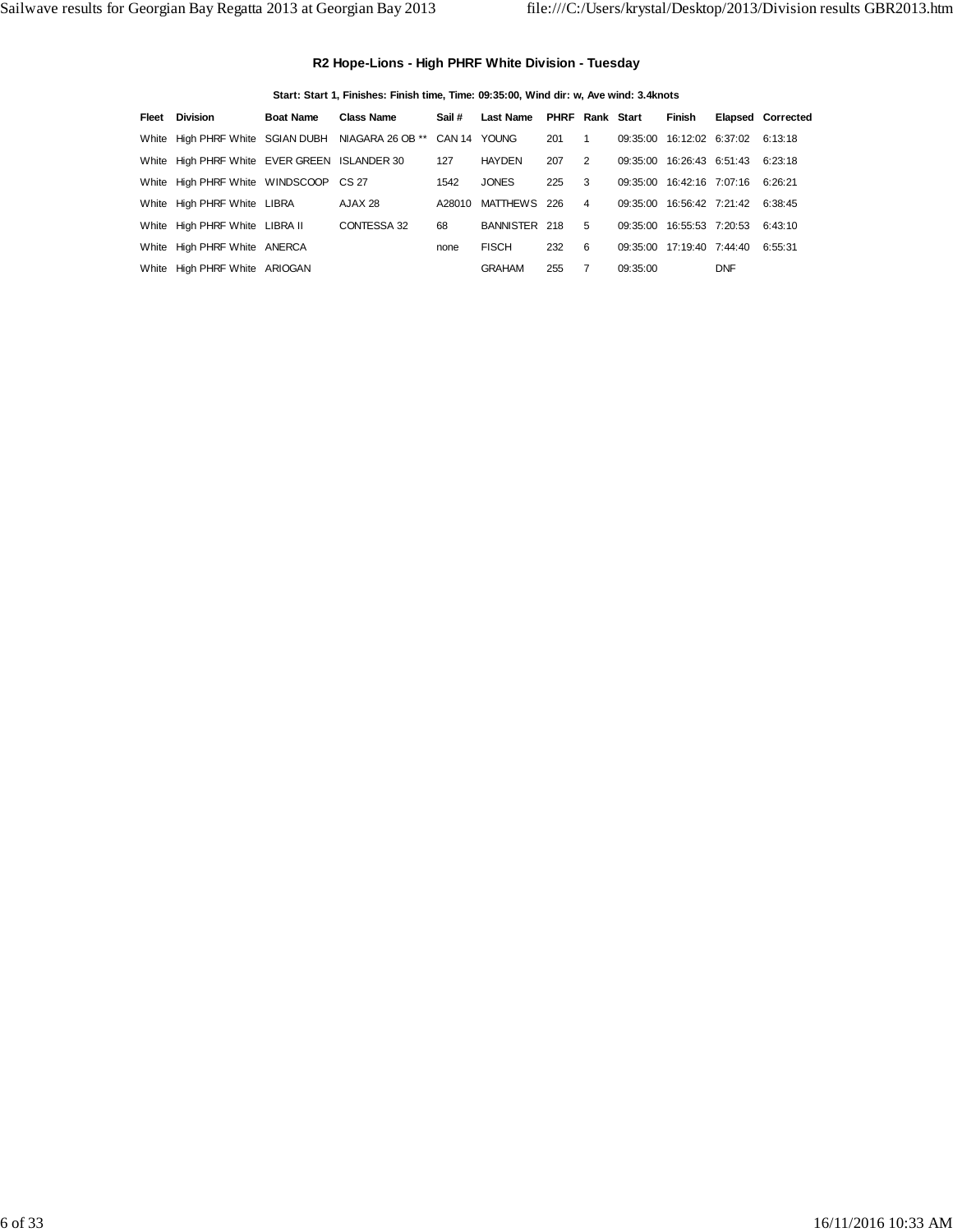### R2 Hope-Lions - High PHRF White Division - Tuesday

**Start: Start 1, Finishes: Finish time, Time: 09:35:00, Wind dir: w, Ave wind: 3.4knots**

| Fleet | Division | Boat Name | Class Name | Sail # | Last Name | PHRF | Rank | Start | Finish | Elapsed | Corrected |
|---|---|---|---|---|---|---|---|---|---|---|---|
| White | High PHRF White | SGIAN DUBH | NIAGARA 26 OB ** | CAN 14 | YOUNG | 201 | 1 | 09:35:00 | 16:12:02 | 6:37:02 | 6:13:18 |
| White | High PHRF White | EVER GREEN | ISLANDER 30 | 127 | HAYDEN | 207 | 2 | 09:35:00 | 16:26:43 | 6:51:43 | 6:23:18 |
| White | High PHRF White | WINDSCOOP | CS 27 | 1542 | JONES | 225 | 3 | 09:35:00 | 16:42:16 | 7:07:16 | 6:26:21 |
| White | High PHRF White | LIBRA | AJAX 28 | A28010 | MATTHEWS | 226 | 4 | 09:35:00 | 16:56:42 | 7:21:42 | 6:38:45 |
| White | High PHRF White | LIBRA II | CONTESSA 32 | 68 | BANNISTER | 218 | 5 | 09:35:00 | 16:55:53 | 7:20:53 | 6:43:10 |
| White | High PHRF White | ANERCA | | none | FISCH | 232 | 6 | 09:35:00 | 17:19:40 | 7:44:40 | 6:55:31 |
| White | High PHRF White | ARIOGAN | | | GRAHAM | 255 | 7 | 09:35:00 | | DNF | |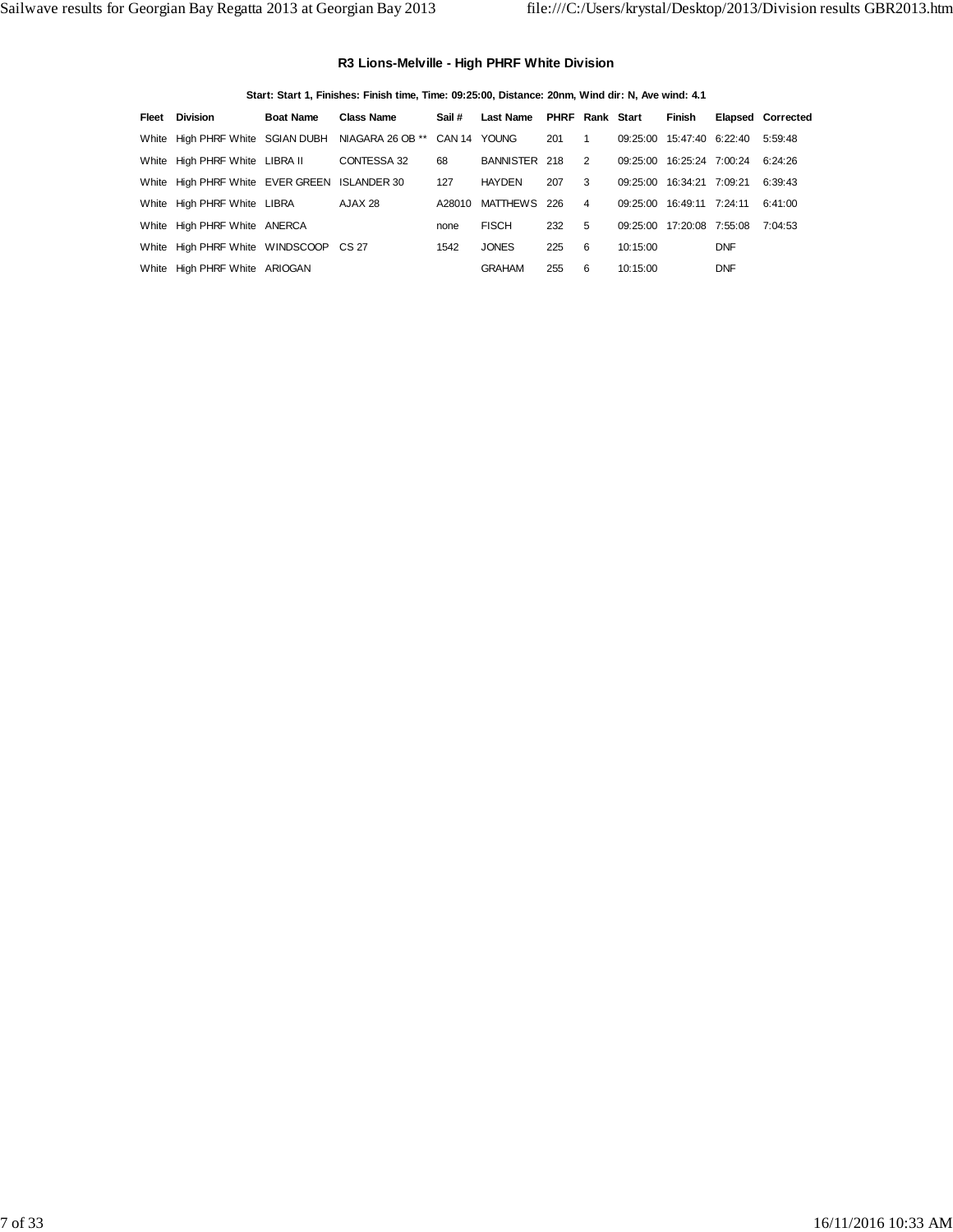### R3 Lions-Melville - High PHRF White Division

**Start: Start 1, Finishes: Finish time, Time: 09:25:00, Distance: 20nm, Wind dir: N, Ave wind: 4.1**

| Fleet | Division | Boat Name | Class Name | Sail # | Last Name | PHRF | Rank | Start | Finish | Elapsed | Corrected |
|---|---|---|---|---|---|---|---|---|---|---|---|
| White | High PHRF White | SGIAN DUBH | NIAGARA 26 OB ** | CAN 14 | YOUNG | 201 | 1 | 09:25:00 | 15:47:40 | 6:22:40 | 5:59:48 |
| White | High PHRF White | LIBRA II | CONTESSA 32 | 68 | BANNISTER | 218 | 2 | 09:25:00 | 16:25:24 | 7:00:24 | 6:24:26 |
| White | High PHRF White | EVER GREEN | ISLANDER 30 | 127 | HAYDEN | 207 | 3 | 09:25:00 | 16:34:21 | 7:09:21 | 6:39:43 |
| White | High PHRF White | LIBRA | AJAX 28 | A28010 | MATTHEWS | 226 | 4 | 09:25:00 | 16:49:11 | 7:24:11 | 6:41:00 |
| White | High PHRF White | ANERCA | | none | FISCH | 232 | 5 | 09:25:00 | 17:20:08 | 7:55:08 | 7:04:53 |
| White | High PHRF White | WINDSCOOP | CS 27 | 1542 | JONES | 225 | 6 | 10:15:00 | | DNF | |
| White | High PHRF White | ARIOGAN | | | GRAHAM | 255 | 6 | 10:15:00 | | DNF | |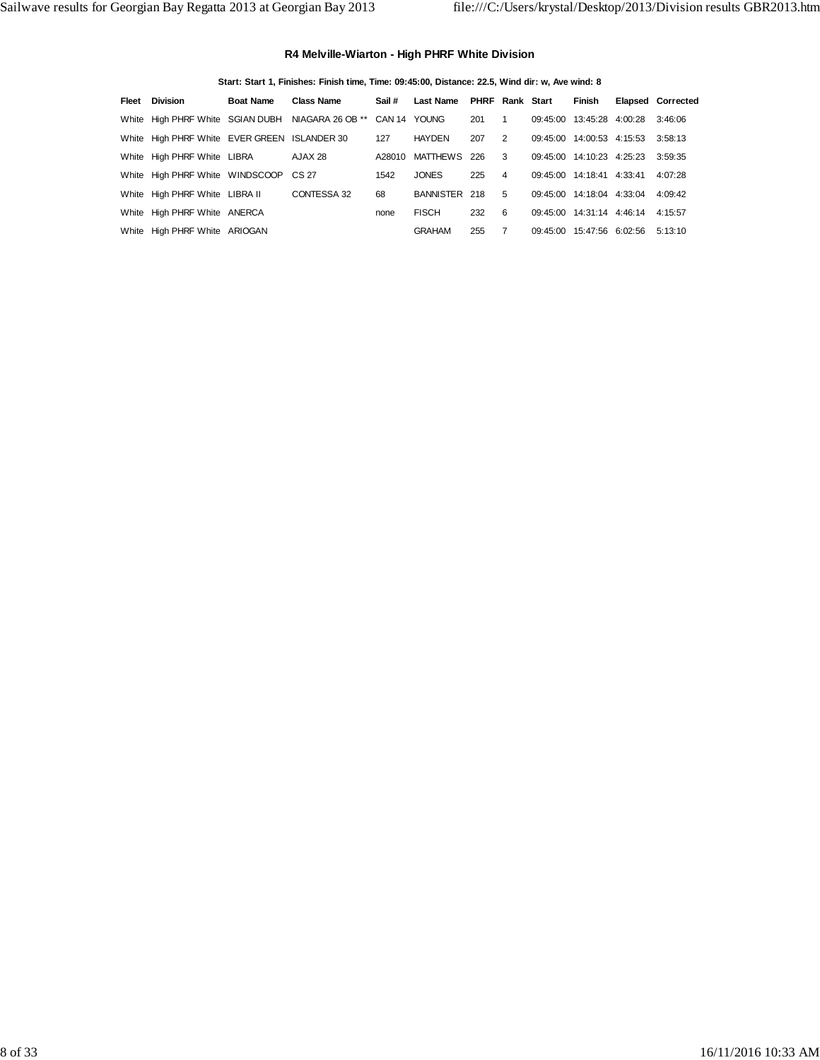### R4 Melville-Wiarton - High PHRF White Division

**Start: Start 1, Finishes: Finish time, Time: 09:45:00, Distance: 22.5, Wind dir: w, Ave wind: 8**

| Fleet | Division | Boat Name | Class Name | Sail # | Last Name | PHRF | Rank | Start | Finish | Elapsed | Corrected |
|---|---|---|---|---|---|---|---|---|---|---|---|
| White | High PHRF White | SGIAN DUBH | NIAGARA 26 OB ** | CAN 14 | YOUNG | 201 | 1 | 09:45:00 | 13:45:28 | 4:00:28 | 3:46:06 |
| White | High PHRF White | EVER GREEN | ISLANDER 30 | 127 | HAYDEN | 207 | 2 | 09:45:00 | 14:00:53 | 4:15:53 | 3:58:13 |
| White | High PHRF White | LIBRA | AJAX 28 | A28010 | MATTHEWS | 226 | 3 | 09:45:00 | 14:10:23 | 4:25:23 | 3:59:35 |
| White | High PHRF White | WINDSCOOP | CS 27 | 1542 | JONES | 225 | 4 | 09:45:00 | 14:18:41 | 4:33:41 | 4:07:28 |
| White | High PHRF White | LIBRA II | CONTESSA 32 | 68 | BANNISTER | 218 | 5 | 09:45:00 | 14:18:04 | 4:33:04 | 4:09:42 |
| White | High PHRF White | ANERCA | | none | FISCH | 232 | 6 | 09:45:00 | 14:31:14 | 4:46:14 | 4:15:57 |
| White | High PHRF White | ARIOGAN | | | GRAHAM | 255 | 7 | 09:45:00 | 15:47:56 | 6:02:56 | 5:13:10 |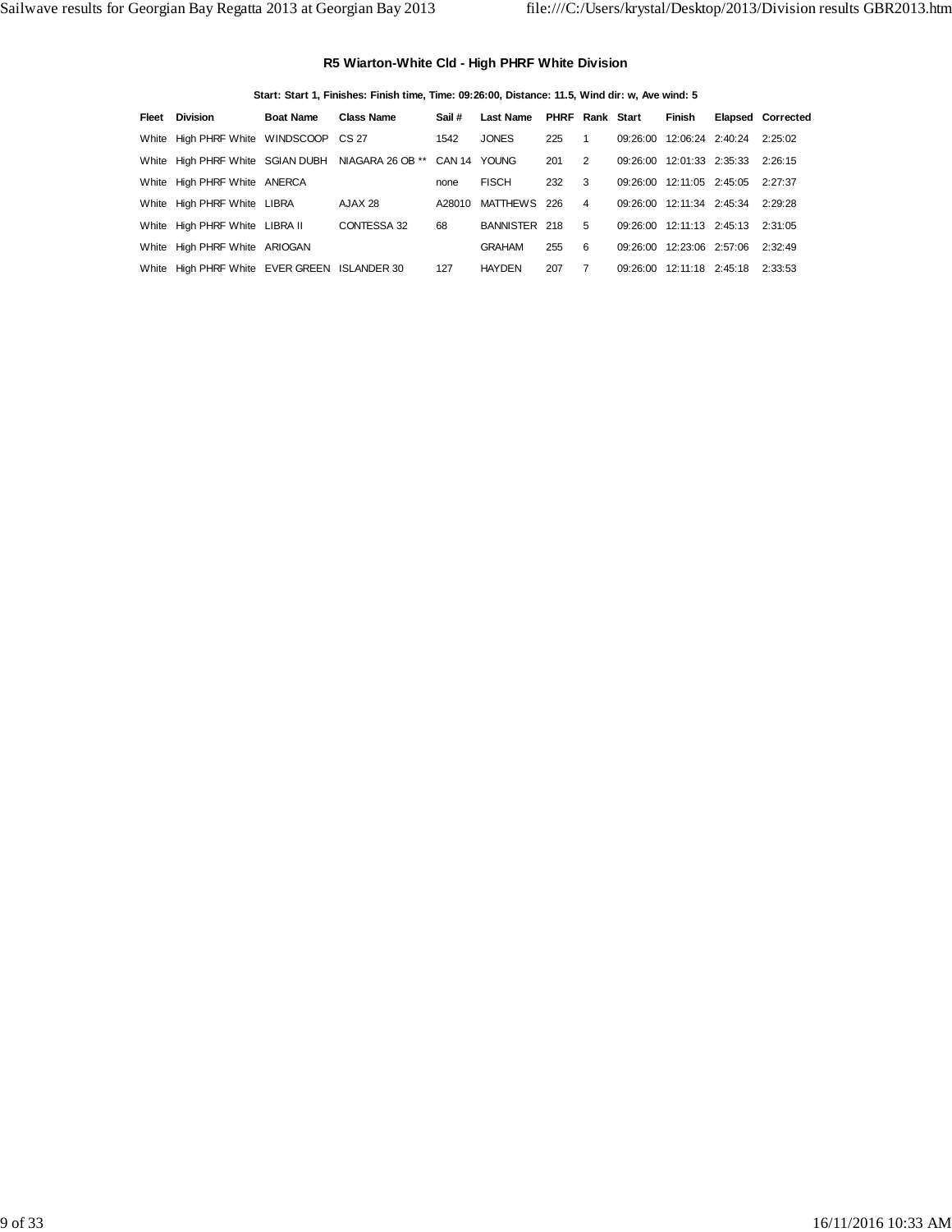### R5 Wiarton-White Cld - High PHRF White Division

**Start: Start 1, Finishes: Finish time, Time: 09:26:00, Distance: 11.5, Wind dir: w, Ave wind: 5**

| Fleet | Division | Boat Name | Class Name | Sail # | Last Name | PHRF | Rank | Start | Finish | Elapsed | Corrected |
|---|---|---|---|---|---|---|---|---|---|---|---|
| White | High PHRF White | WINDSCOOP | CS 27 | 1542 | JONES | 225 | 1 | 09:26:00 | 12:06:24 | 2:40:24 | 2:25:02 |
| White | High PHRF White | SGIAN DUBH | NIAGARA 26 OB ** | CAN 14 | YOUNG | 201 | 2 | 09:26:00 | 12:01:33 | 2:35:33 | 2:26:15 |
| White | High PHRF White | ANERCA | | none | FISCH | 232 | 3 | 09:26:00 | 12:11:05 | 2:45:05 | 2:27:37 |
| White | High PHRF White | LIBRA | AJAX 28 | A28010 | MATTHEWS | 226 | 4 | 09:26:00 | 12:11:34 | 2:45:34 | 2:29:28 |
| White | High PHRF White | LIBRA II | CONTESSA 32 | 68 | BANNISTER | 218 | 5 | 09:26:00 | 12:11:13 | 2:45:13 | 2:31:05 |
| White | High PHRF White | ARIOGAN | | | GRAHAM | 255 | 6 | 09:26:00 | 12:23:06 | 2:57:06 | 2:32:49 |
| White | High PHRF White | EVER GREEN | ISLANDER 30 | 127 | HAYDEN | 207 | 7 | 09:26:00 | 12:11:18 | 2:45:18 | 2:33:53 |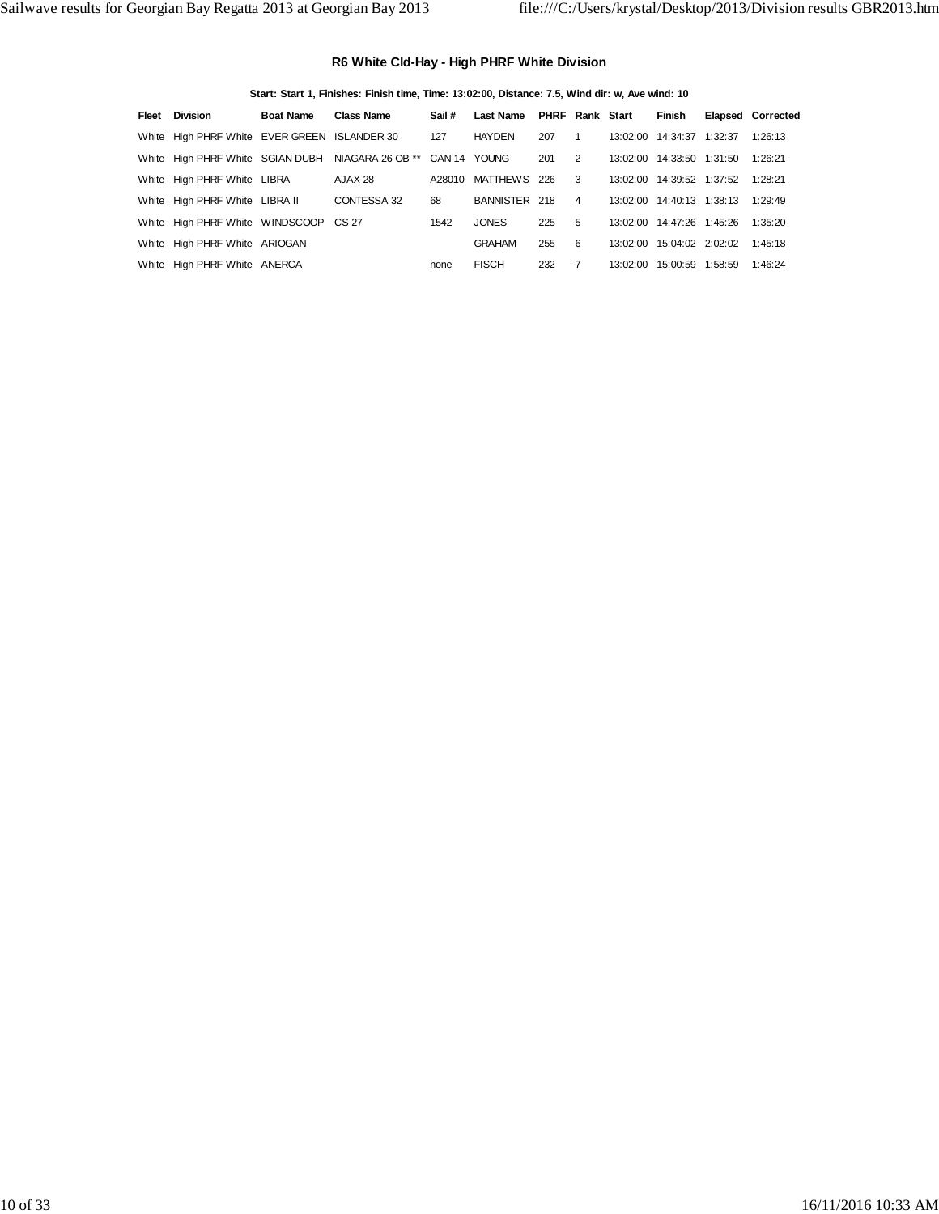### R6 White Cld-Hay - High PHRF White Division

**Start: Start 1, Finishes: Finish time, Time: 13:02:00, Distance: 7.5, Wind dir: w, Ave wind: 10**

| Fleet | Division | Boat Name | Class Name | Sail # | Last Name | PHRF | Rank | Start | Finish | Elapsed | Corrected |
|---|---|---|---|---|---|---|---|---|---|---|---|
| White | High PHRF White | EVER GREEN | ISLANDER 30 | 127 | HAYDEN | 207 | 1 | 13:02:00 | 14:34:37 | 1:32:37 | 1:26:13 |
| White | High PHRF White | SGIAN DUBH | NIAGARA 26 OB ** | CAN 14 | YOUNG | 201 | 2 | 13:02:00 | 14:33:50 | 1:31:50 | 1:26:21 |
| White | High PHRF White | LIBRA | AJAX 28 | A28010 | MATTHEWS | 226 | 3 | 13:02:00 | 14:39:52 | 1:37:52 | 1:28:21 |
| White | High PHRF White | LIBRA II | CONTESSA 32 | 68 | BANNISTER | 218 | 4 | 13:02:00 | 14:40:13 | 1:38:13 | 1:29:49 |
| White | High PHRF White | WINDSCOOP | CS 27 | 1542 | JONES | 225 | 5 | 13:02:00 | 14:47:26 | 1:45:26 | 1:35:20 |
| White | High PHRF White | ARIOGAN | | | GRAHAM | 255 | 6 | 13:02:00 | 15:04:02 | 2:02:02 | 1:45:18 |
| White | High PHRF White | ANERCA | | none | FISCH | 232 | 7 | 13:02:00 | 15:00:59 | 1:58:59 | 1:46:24 |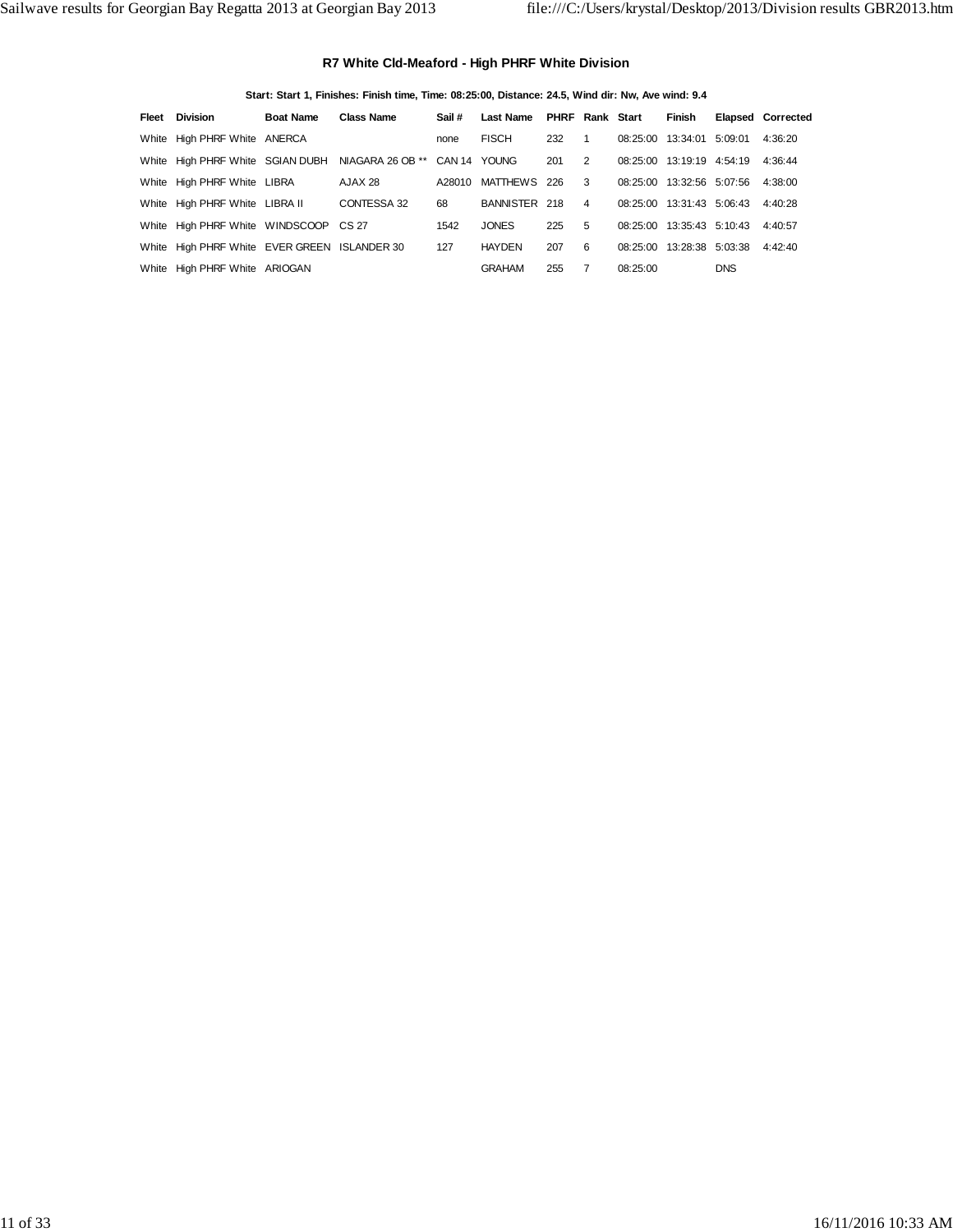### R7 White Cld-Meaford - High PHRF White Division

**Start: Start 1, Finishes: Finish time, Time: 08:25:00, Distance: 24.5, Wind dir: Nw, Ave wind: 9.4**

| Fleet | Division | Boat Name | Class Name | Sail # | Last Name | PHRF | Rank | Start | Finish | Elapsed | Corrected |
|---|---|---|---|---|---|---|---|---|---|---|---|
| White | High PHRF White | ANERCA | | none | FISCH | 232 | 1 | 08:25:00 | 13:34:01 | 5:09:01 | 4:36:20 |
| White | High PHRF White | SGIAN DUBH | NIAGARA 26 OB ** | CAN 14 | YOUNG | 201 | 2 | 08:25:00 | 13:19:19 | 4:54:19 | 4:36:44 |
| White | High PHRF White | LIBRA | AJAX 28 | A28010 | MATTHEWS | 226 | 3 | 08:25:00 | 13:32:56 | 5:07:56 | 4:38:00 |
| White | High PHRF White | LIBRA II | CONTESSA 32 | 68 | BANNISTER | 218 | 4 | 08:25:00 | 13:31:43 | 5:06:43 | 4:40:28 |
| White | High PHRF White | WINDSCOOP | CS 27 | 1542 | JONES | 225 | 5 | 08:25:00 | 13:35:43 | 5:10:43 | 4:40:57 |
| White | High PHRF White | EVER GREEN | ISLANDER 30 | 127 | HAYDEN | 207 | 6 | 08:25:00 | 13:28:38 | 5:03:38 | 4:42:40 |
| White | High PHRF White | ARIOGAN | | | GRAHAM | 255 | 7 | 08:25:00 | | DNS | |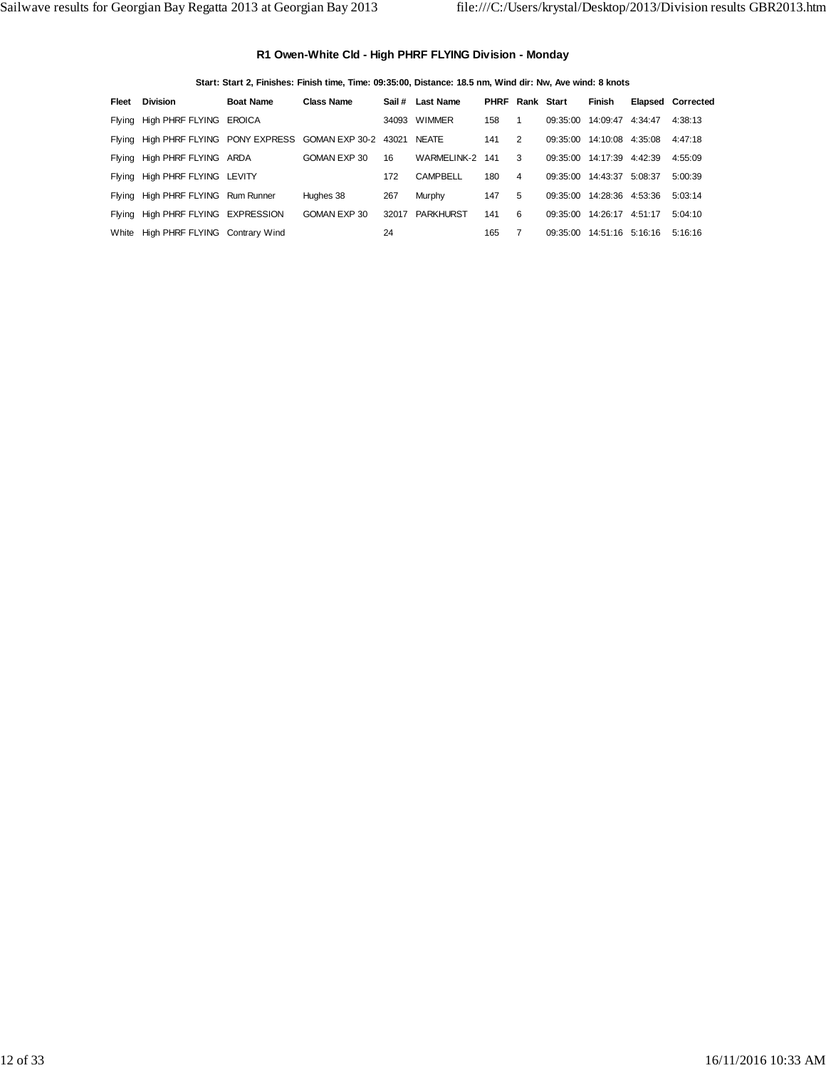### R1 Owen-White Cld - High PHRF FLYING Division - Monday

**Start: Start 2, Finishes: Finish time, Time: 09:35:00, Distance: 18.5 nm, Wind dir: Nw, Ave wind: 8 knots**

| Fleet | Division | Boat Name | Class Name | Sail # | Last Name | PHRF | Rank | Start | Finish | Elapsed | Corrected |
|---|---|---|---|---|---|---|---|---|---|---|---|
| Flying | High PHRF FLYING | EROICA | | 34093 | WIMMER | 158 | 1 | 09:35:00 | 14:09:47 | 4:34:47 | 4:38:13 |
| Flying | High PHRF FLYING | PONY EXPRESS | GOMAN EXP 30-2 | 43021 | NEATE | 141 | 2 | 09:35:00 | 14:10:08 | 4:35:08 | 4:47:18 |
| Flying | High PHRF FLYING | ARDA | GOMAN EXP 30 | 16 | WARMELINK-2 | 141 | 3 | 09:35:00 | 14:17:39 | 4:42:39 | 4:55:09 |
| Flying | High PHRF FLYING | LEVITY | | 172 | CAMPBELL | 180 | 4 | 09:35:00 | 14:43:37 | 5:08:37 | 5:00:39 |
| Flying | High PHRF FLYING | Rum Runner | Hughes 38 | 267 | Murphy | 147 | 5 | 09:35:00 | 14:28:36 | 4:53:36 | 5:03:14 |
| Flying | High PHRF FLYING | EXPRESSION | GOMAN EXP 30 | 32017 | PARKHURST | 141 | 6 | 09:35:00 | 14:26:17 | 4:51:17 | 5:04:10 |
| White | High PHRF FLYING | Contrary Wind | | 24 | | 165 | 7 | 09:35:00 | 14:51:16 | 5:16:16 | 5:16:16 |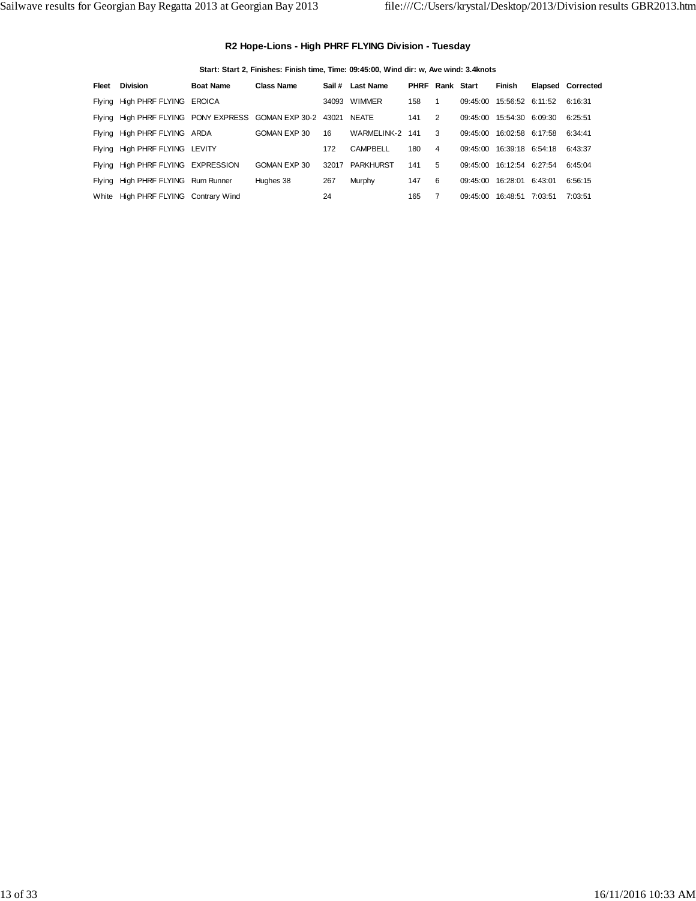### R2 Hope-Lions - High PHRF FLYING Division - Tuesday

**Start: Start 2, Finishes: Finish time, Time: 09:45:00, Wind dir: w, Ave wind: 3.4knots**

| Fleet | Division | Boat Name | Class Name | Sail # | Last Name | PHRF | Rank | Start | Finish | Elapsed | Corrected |
|---|---|---|---|---|---|---|---|---|---|---|---|
| Flying | High PHRF FLYING | EROICA | | 34093 | WIMMER | 158 | 1 | 09:45:00 | 15:56:52 | 6:11:52 | 6:16:31 |
| Flying | High PHRF FLYING | PONY EXPRESS | GOMAN EXP 30-2 | 43021 | NEATE | 141 | 2 | 09:45:00 | 15:54:30 | 6:09:30 | 6:25:51 |
| Flying | High PHRF FLYING | ARDA | GOMAN EXP 30 | 16 | WARMELINK-2 | 141 | 3 | 09:45:00 | 16:02:58 | 6:17:58 | 6:34:41 |
| Flying | High PHRF FLYING | LEVITY | | 172 | CAMPBELL | 180 | 4 | 09:45:00 | 16:39:18 | 6:54:18 | 6:43:37 |
| Flying | High PHRF FLYING | EXPRESSION | GOMAN EXP 30 | 32017 | PARKHURST | 141 | 5 | 09:45:00 | 16:12:54 | 6:27:54 | 6:45:04 |
| Flying | High PHRF FLYING | Rum Runner | Hughes 38 | 267 | Murphy | 147 | 6 | 09:45:00 | 16:28:01 | 6:43:01 | 6:56:15 |
| White | High PHRF FLYING | Contrary Wind | | 24 | | 165 | 7 | 09:45:00 | 16:48:51 | 7:03:51 | 7:03:51 |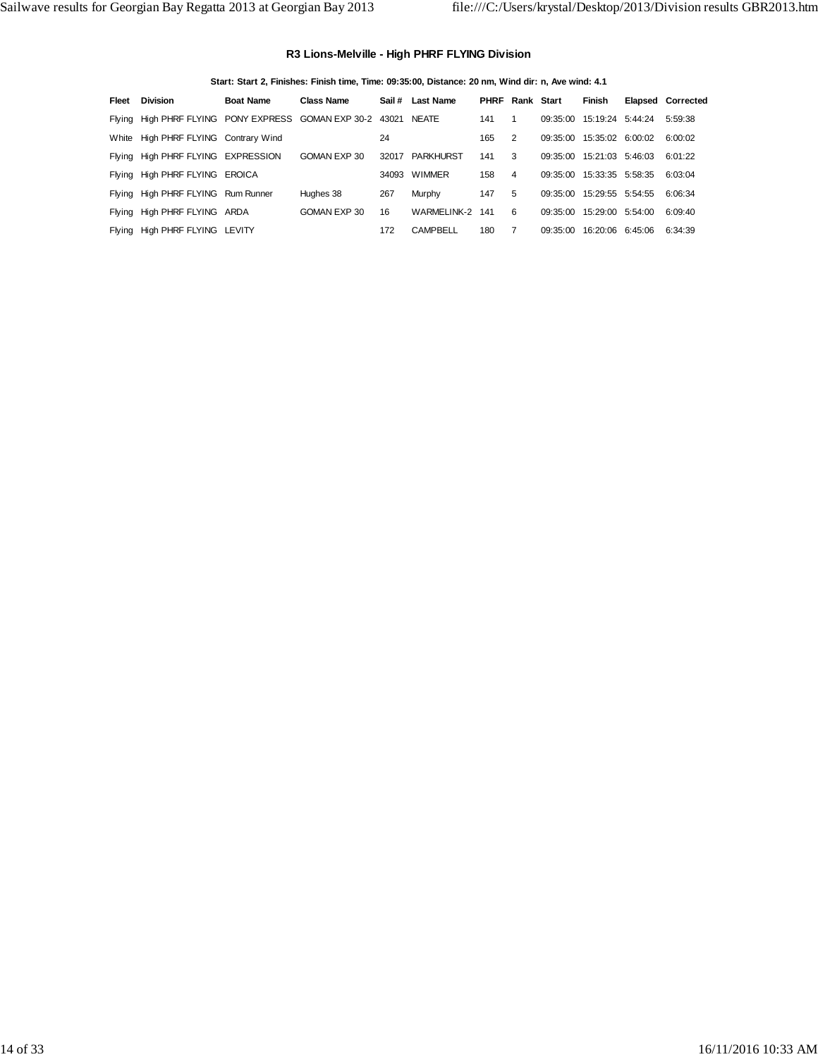### R3 Lions-Melville - High PHRF FLYING Division

**Start: Start 2, Finishes: Finish time, Time: 09:35:00, Distance: 20 nm, Wind dir: n, Ave wind: 4.1**

| Fleet | Division | Boat Name | Class Name | Sail # | Last Name | PHRF | Rank | Start | Finish | Elapsed | Corrected |
|---|---|---|---|---|---|---|---|---|---|---|---|
| Flying | High PHRF FLYING | PONY EXPRESS | GOMAN EXP 30-2 | 43021 | NEATE | 141 | 1 | 09:35:00 | 15:19:24 | 5:44:24 | 5:59:38 |
| White | High PHRF FLYING | Contrary Wind | | 24 | | 165 | 2 | 09:35:00 | 15:35:02 | 6:00:02 | 6:00:02 |
| Flying | High PHRF FLYING | EXPRESSION | GOMAN EXP 30 | 32017 | PARKHURST | 141 | 3 | 09:35:00 | 15:21:03 | 5:46:03 | 6:01:22 |
| Flying | High PHRF FLYING | EROICA | | 34093 | WIMMER | 158 | 4 | 09:35:00 | 15:33:35 | 5:58:35 | 6:03:04 |
| Flying | High PHRF FLYING | Rum Runner | Hughes 38 | 267 | Murphy | 147 | 5 | 09:35:00 | 15:29:55 | 5:54:55 | 6:06:34 |
| Flying | High PHRF FLYING | ARDA | GOMAN EXP 30 | 16 | WARMELINK-2 | 141 | 6 | 09:35:00 | 15:29:00 | 5:54:00 | 6:09:40 |
| Flying | High PHRF FLYING | LEVITY | | 172 | CAMPBELL | 180 | 7 | 09:35:00 | 16:20:06 | 6:45:06 | 6:34:39 |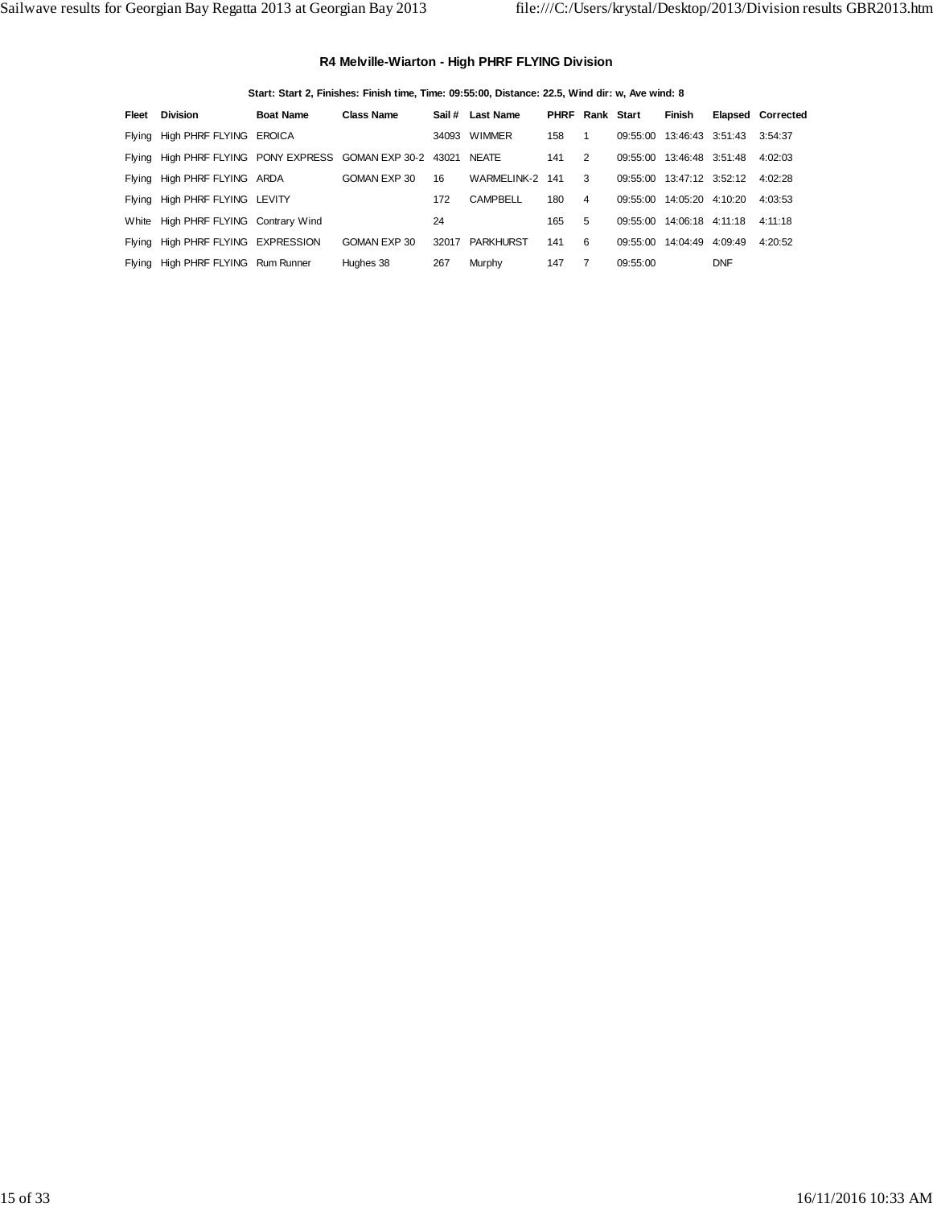### R4 Melville-Wiarton - High PHRF FLYING Division

**Start: Start 2, Finishes: Finish time, Time: 09:55:00, Distance: 22.5, Wind dir: w, Ave wind: 8**

| Fleet | Division | Boat Name | Class Name | Sail # | Last Name | PHRF | Rank | Start | Finish | Elapsed | Corrected |
|---|---|---|---|---|---|---|---|---|---|---|---|
| Flying | High PHRF FLYING | EROICA | | 34093 | WIMMER | 158 | 1 | 09:55:00 | 13:46:43 | 3:51:43 | 3:54:37 |
| Flying | High PHRF FLYING | PONY EXPRESS | GOMAN EXP 30-2 | 43021 | NEATE | 141 | 2 | 09:55:00 | 13:46:48 | 3:51:48 | 4:02:03 |
| Flying | High PHRF FLYING | ARDA | GOMAN EXP 30 | 16 | WARMELINK-2 | 141 | 3 | 09:55:00 | 13:47:12 | 3:52:12 | 4:02:28 |
| Flying | High PHRF FLYING | LEVITY | | 172 | CAMPBELL | 180 | 4 | 09:55:00 | 14:05:20 | 4:10:20 | 4:03:53 |
| White | High PHRF FLYING | Contrary Wind | | 24 | | 165 | 5 | 09:55:00 | 14:06:18 | 4:11:18 | 4:11:18 |
| Flying | High PHRF FLYING | EXPRESSION | GOMAN EXP 30 | 32017 | PARKHURST | 141 | 6 | 09:55:00 | 14:04:49 | 4:09:49 | 4:20:52 |
| Flying | High PHRF FLYING | Rum Runner | Hughes 38 | 267 | Murphy | 147 | 7 | 09:55:00 | | DNF | |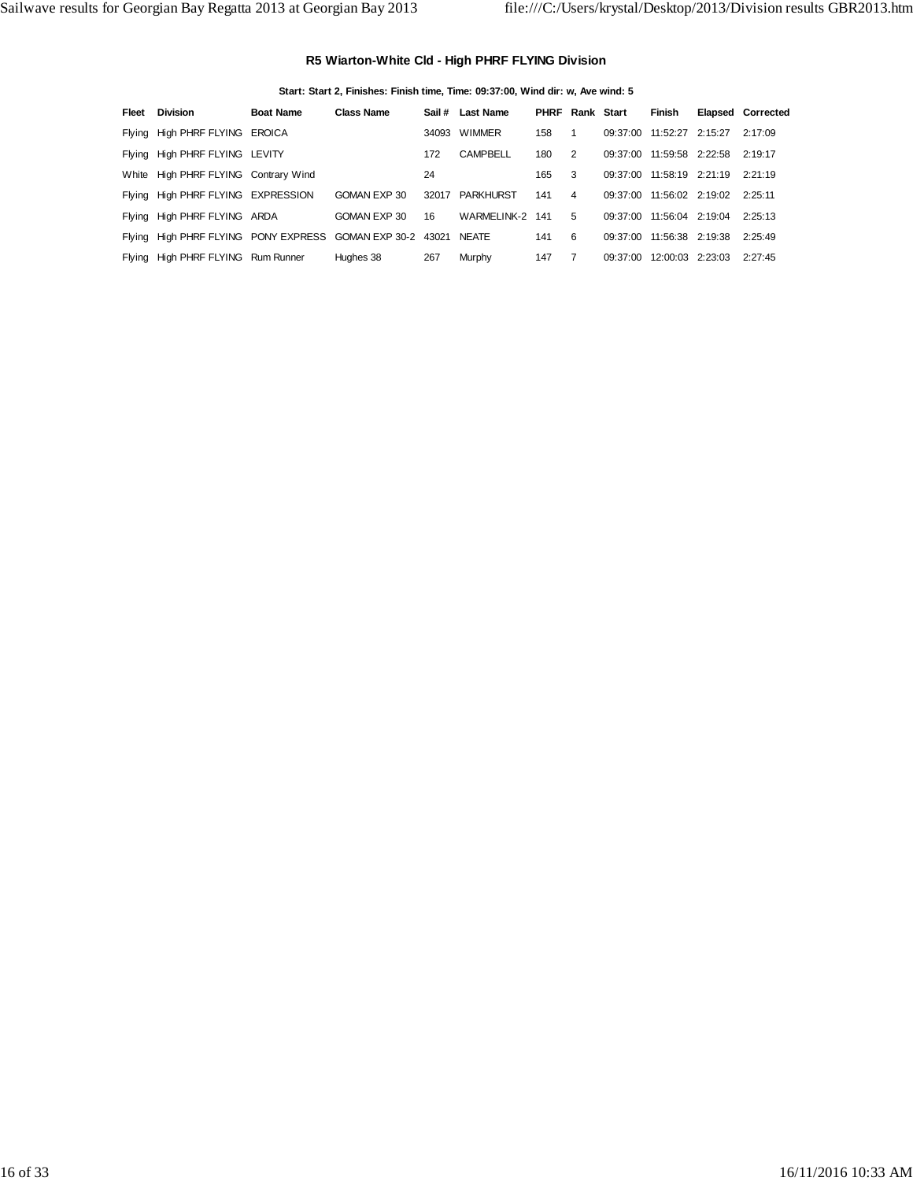### R5 Wiarton-White Cld - High PHRF FLYING Division

**Start: Start 2, Finishes: Finish time, Time: 09:37:00, Wind dir: w, Ave wind: 5**

| Fleet | Division | Boat Name | Class Name | Sail # | Last Name | PHRF | Rank | Start | Finish | Elapsed | Corrected |
|---|---|---|---|---|---|---|---|---|---|---|---|
| Flying | High PHRF FLYING | EROICA | | 34093 | WIMMER | 158 | 1 | 09:37:00 | 11:52:27 | 2:15:27 | 2:17:09 |
| Flying | High PHRF FLYING | LEVITY | | 172 | CAMPBELL | 180 | 2 | 09:37:00 | 11:59:58 | 2:22:58 | 2:19:17 |
| White | High PHRF FLYING | Contrary Wind | | 24 | | 165 | 3 | 09:37:00 | 11:58:19 | 2:21:19 | 2:21:19 |
| Flying | High PHRF FLYING | EXPRESSION | GOMAN EXP 30 | 32017 | PARKHURST | 141 | 4 | 09:37:00 | 11:56:02 | 2:19:02 | 2:25:11 |
| Flying | High PHRF FLYING | ARDA | GOMAN EXP 30 | 16 | WARMELINK-2 | 141 | 5 | 09:37:00 | 11:56:04 | 2:19:04 | 2:25:13 |
| Flying | High PHRF FLYING | PONY EXPRESS | GOMAN EXP 30-2 | 43021 | NEATE | 141 | 6 | 09:37:00 | 11:56:38 | 2:19:38 | 2:25:49 |
| Flying | High PHRF FLYING | Rum Runner | Hughes 38 | 267 | Murphy | 147 | 7 | 09:37:00 | 12:00:03 | 2:23:03 | 2:27:45 |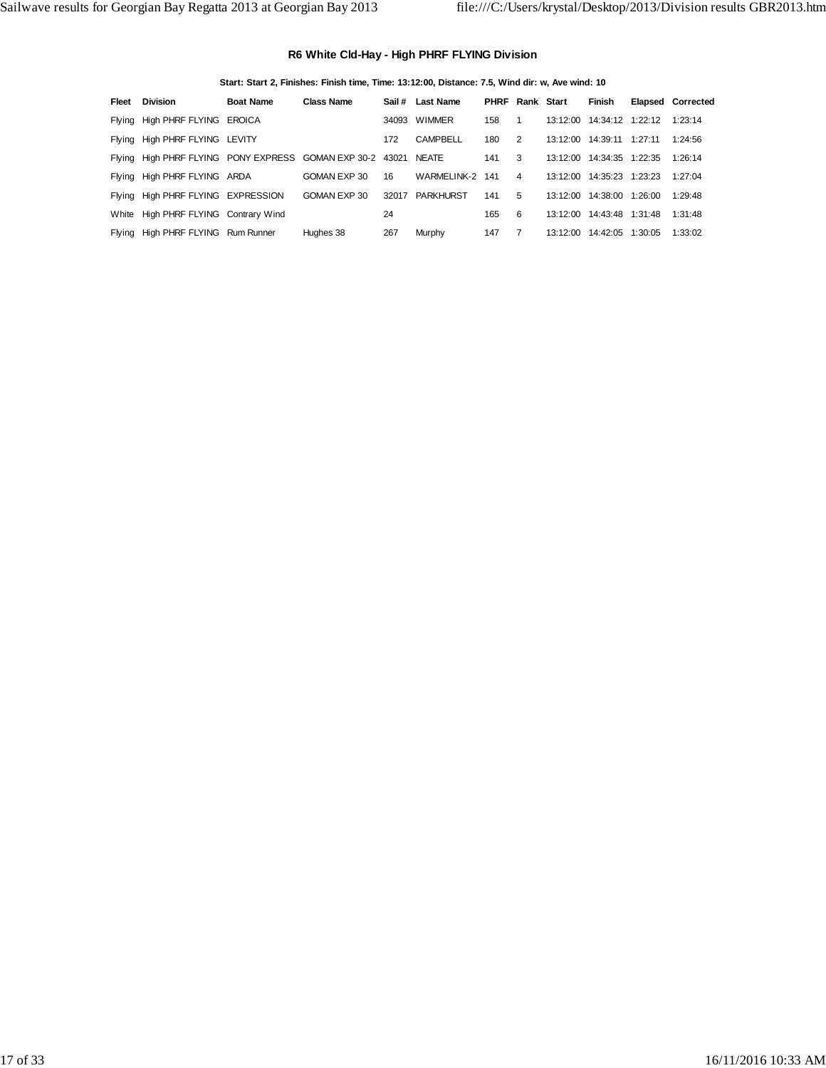### R6 White Cld-Hay - High PHRF FLYING Division

**Start: Start 2, Finishes: Finish time, Time: 13:12:00, Distance: 7.5, Wind dir: w, Ave wind: 10**

| Fleet | Division | Boat Name | Class Name | Sail # | Last Name | PHRF | Rank | Start | Finish | Elapsed | Corrected |
|---|---|---|---|---|---|---|---|---|---|---|---|
| Flying | High PHRF FLYING | EROICA | | 34093 | WIMMER | 158 | 1 | 13:12:00 | 14:34:12 | 1:22:12 | 1:23:14 |
| Flying | High PHRF FLYING | LEVITY | | 172 | CAMPBELL | 180 | 2 | 13:12:00 | 14:39:11 | 1:27:11 | 1:24:56 |
| Flying | High PHRF FLYING | PONY EXPRESS | GOMAN EXP 30-2 | 43021 | NEATE | 141 | 3 | 13:12:00 | 14:34:35 | 1:22:35 | 1:26:14 |
| Flying | High PHRF FLYING | ARDA | GOMAN EXP 30 | 16 | WARMELINK-2 | 141 | 4 | 13:12:00 | 14:35:23 | 1:23:23 | 1:27:04 |
| Flying | High PHRF FLYING | EXPRESSION | GOMAN EXP 30 | 32017 | PARKHURST | 141 | 5 | 13:12:00 | 14:38:00 | 1:26:00 | 1:29:48 |
| White | High PHRF FLYING | Contrary Wind | | 24 | | 165 | 6 | 13:12:00 | 14:43:48 | 1:31:48 | 1:31:48 |
| Flying | High PHRF FLYING | Rum Runner | Hughes 38 | 267 | Murphy | 147 | 7 | 13:12:00 | 14:42:05 | 1:30:05 | 1:33:02 |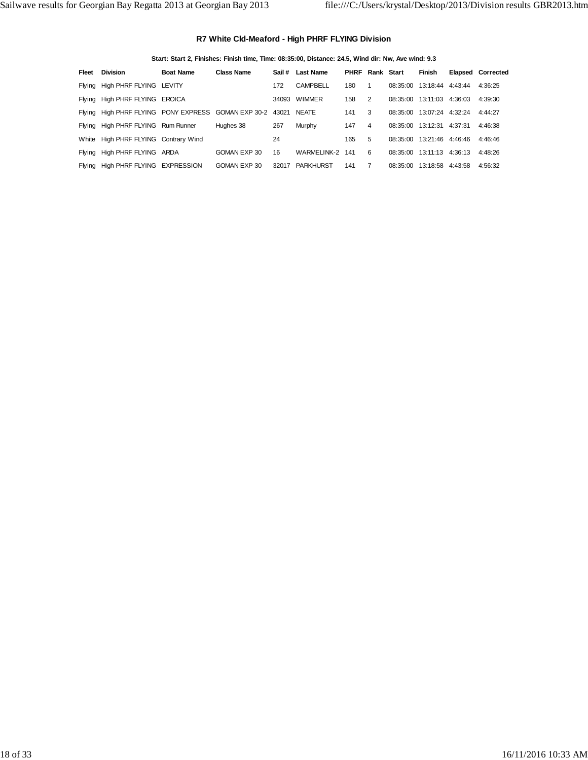### R7 White Cld-Meaford - High PHRF FLYING Division

**Start: Start 2, Finishes: Finish time, Time: 08:35:00, Distance: 24.5, Wind dir: Nw, Ave wind: 9.3**

| Fleet | Division | Boat Name | Class Name | Sail # | Last Name | PHRF | Rank | Start | Finish | Elapsed | Corrected |
|---|---|---|---|---|---|---|---|---|---|---|---|
| Flying | High PHRF FLYING | LEVITY | | 172 | CAMPBELL | 180 | 1 | 08:35:00 | 13:18:44 | 4:43:44 | 4:36:25 |
| Flying | High PHRF FLYING | EROICA | | 34093 | WIMMER | 158 | 2 | 08:35:00 | 13:11:03 | 4:36:03 | 4:39:30 |
| Flying | High PHRF FLYING | PONY EXPRESS | GOMAN EXP 30-2 | 43021 | NEATE | 141 | 3 | 08:35:00 | 13:07:24 | 4:32:24 | 4:44:27 |
| Flying | High PHRF FLYING | Rum Runner | Hughes 38 | 267 | Murphy | 147 | 4 | 08:35:00 | 13:12:31 | 4:37:31 | 4:46:38 |
| White | High PHRF FLYING | Contrary Wind | | 24 | | 165 | 5 | 08:35:00 | 13:21:46 | 4:46:46 | 4:46:46 |
| Flying | High PHRF FLYING | ARDA | GOMAN EXP 30 | 16 | WARMELINK-2 | 141 | 6 | 08:35:00 | 13:11:13 | 4:36:13 | 4:48:26 |
| Flying | High PHRF FLYING | EXPRESSION | GOMAN EXP 30 | 32017 | PARKHURST | 141 | 7 | 08:35:00 | 13:18:58 | 4:43:58 | 4:56:32 |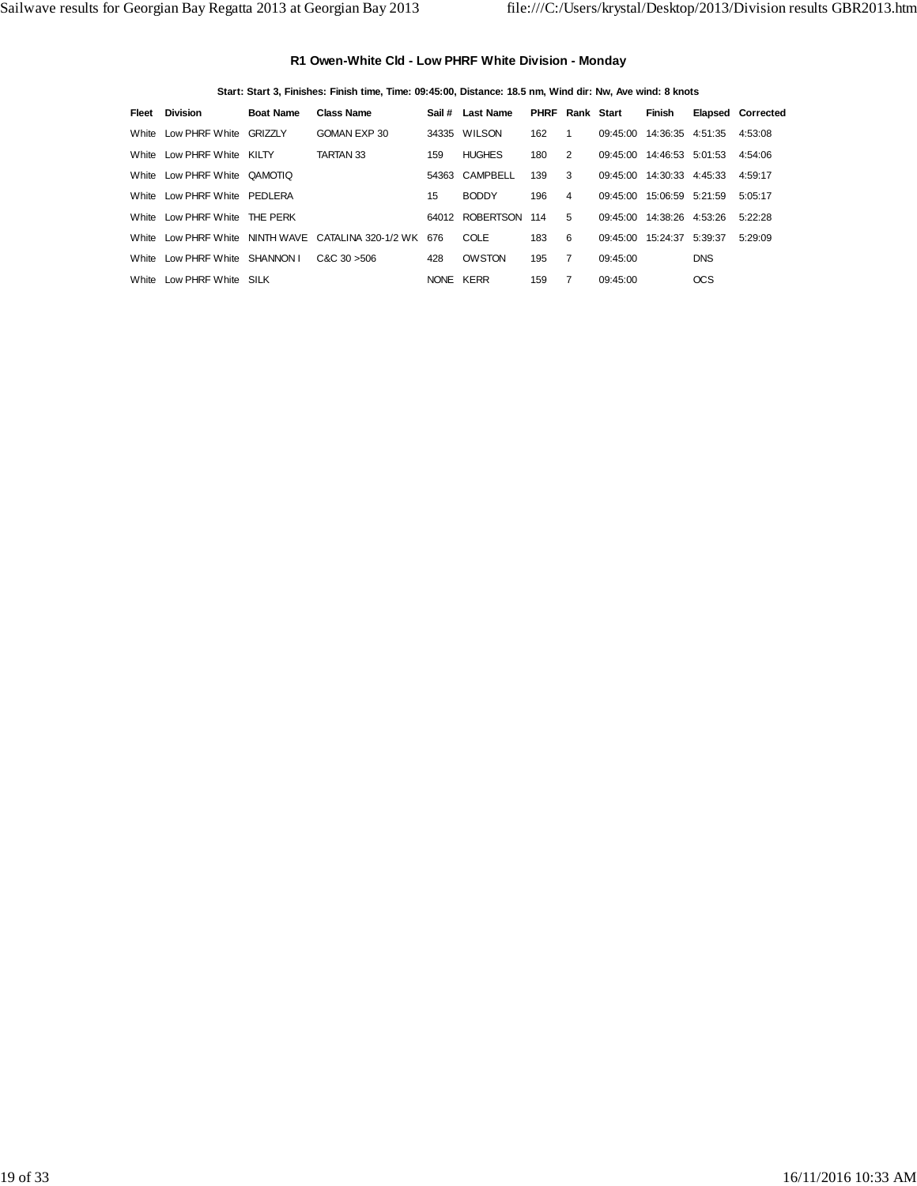### R1 Owen-White Cld - Low PHRF White Division - Monday

**Start: Start 3, Finishes: Finish time, Time: 09:45:00, Distance: 18.5 nm, Wind dir: Nw, Ave wind: 8 knots**

| Fleet | Division | Boat Name | Class Name | Sail # | Last Name | PHRF | Rank | Start | Finish | Elapsed | Corrected |
|---|---|---|---|---|---|---|---|---|---|---|---|
| White | Low PHRF White | GRIZZLY | GOMAN EXP 30 | 34335 | WILSON | 162 | 1 | 09:45:00 | 14:36:35 | 4:51:35 | 4:53:08 |
| White | Low PHRF White | KILTY | TARTAN 33 | 159 | HUGHES | 180 | 2 | 09:45:00 | 14:46:53 | 5:01:53 | 4:54:06 |
| White | Low PHRF White | QAMOTIQ | | 54363 | CAMPBELL | 139 | 3 | 09:45:00 | 14:30:33 | 4:45:33 | 4:59:17 |
| White | Low PHRF White | PEDLERA | | 15 | BODDY | 196 | 4 | 09:45:00 | 15:06:59 | 5:21:59 | 5:05:17 |
| White | Low PHRF White | THE PERK | | 64012 | ROBERTSON | 114 | 5 | 09:45:00 | 14:38:26 | 4:53:26 | 5:22:28 |
| White | Low PHRF White | NINTH WAVE | CATALINA 320-1/2 WK | 676 | COLE | 183 | 6 | 09:45:00 | 15:24:37 | 5:39:37 | 5:29:09 |
| White | Low PHRF White | SHANNON I | C&C 30 >506 | 428 | OWSTON | 195 | 7 | 09:45:00 | | DNS | |
| White | Low PHRF White | SILK | | NONE | KERR | 159 | 7 | 09:45:00 | | OCS | |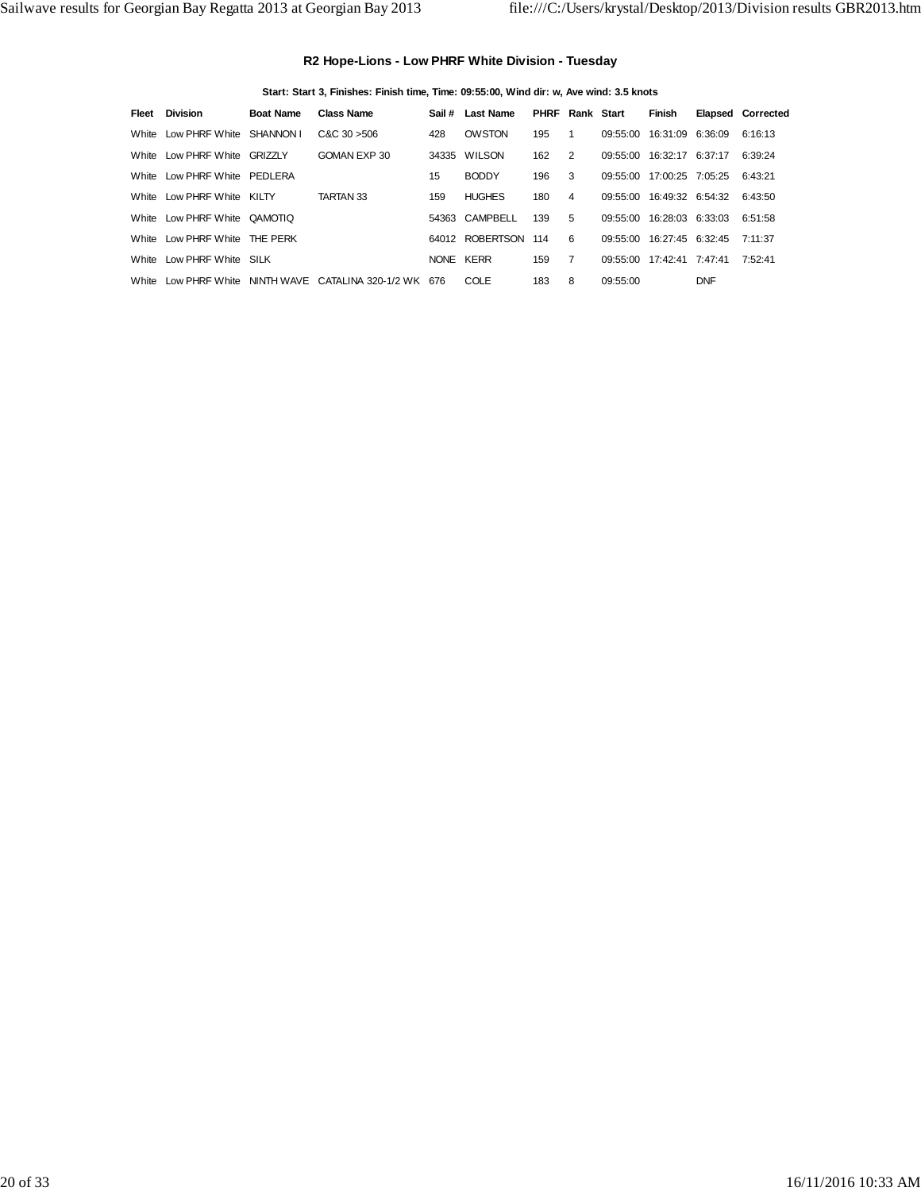### R2 Hope-Lions - Low PHRF White Division - Tuesday

**Start: Start 3, Finishes: Finish time, Time: 09:55:00, Wind dir: w, Ave wind: 3.5 knots**

| Fleet | Division | Boat Name | Class Name | Sail # | Last Name | PHRF | Rank | Start | Finish | Elapsed | Corrected |
|---|---|---|---|---|---|---|---|---|---|---|---|
| White | Low PHRF White | SHANNON I | C&C 30 >506 | 428 | OWSTON | 195 | 1 | 09:55:00 | 16:31:09 | 6:36:09 | 6:16:13 |
| White | Low PHRF White | GRIZZLY | GOMAN EXP 30 | 34335 | WILSON | 162 | 2 | 09:55:00 | 16:32:17 | 6:37:17 | 6:39:24 |
| White | Low PHRF White | PEDLERA | | 15 | BODDY | 196 | 3 | 09:55:00 | 17:00:25 | 7:05:25 | 6:43:21 |
| White | Low PHRF White | KILTY | TARTAN 33 | 159 | HUGHES | 180 | 4 | 09:55:00 | 16:49:32 | 6:54:32 | 6:43:50 |
| White | Low PHRF White | QAMOTIQ | | 54363 | CAMPBELL | 139 | 5 | 09:55:00 | 16:28:03 | 6:33:03 | 6:51:58 |
| White | Low PHRF White | THE PERK | | 64012 | ROBERTSON | 114 | 6 | 09:55:00 | 16:27:45 | 6:32:45 | 7:11:37 |
| White | Low PHRF White | SILK | | NONE | KERR | 159 | 7 | 09:55:00 | 17:42:41 | 7:47:41 | 7:52:41 |
| White | Low PHRF White | NINTH WAVE | CATALINA 320-1/2 WK | 676 | COLE | 183 | 8 | 09:55:00 | | DNF | |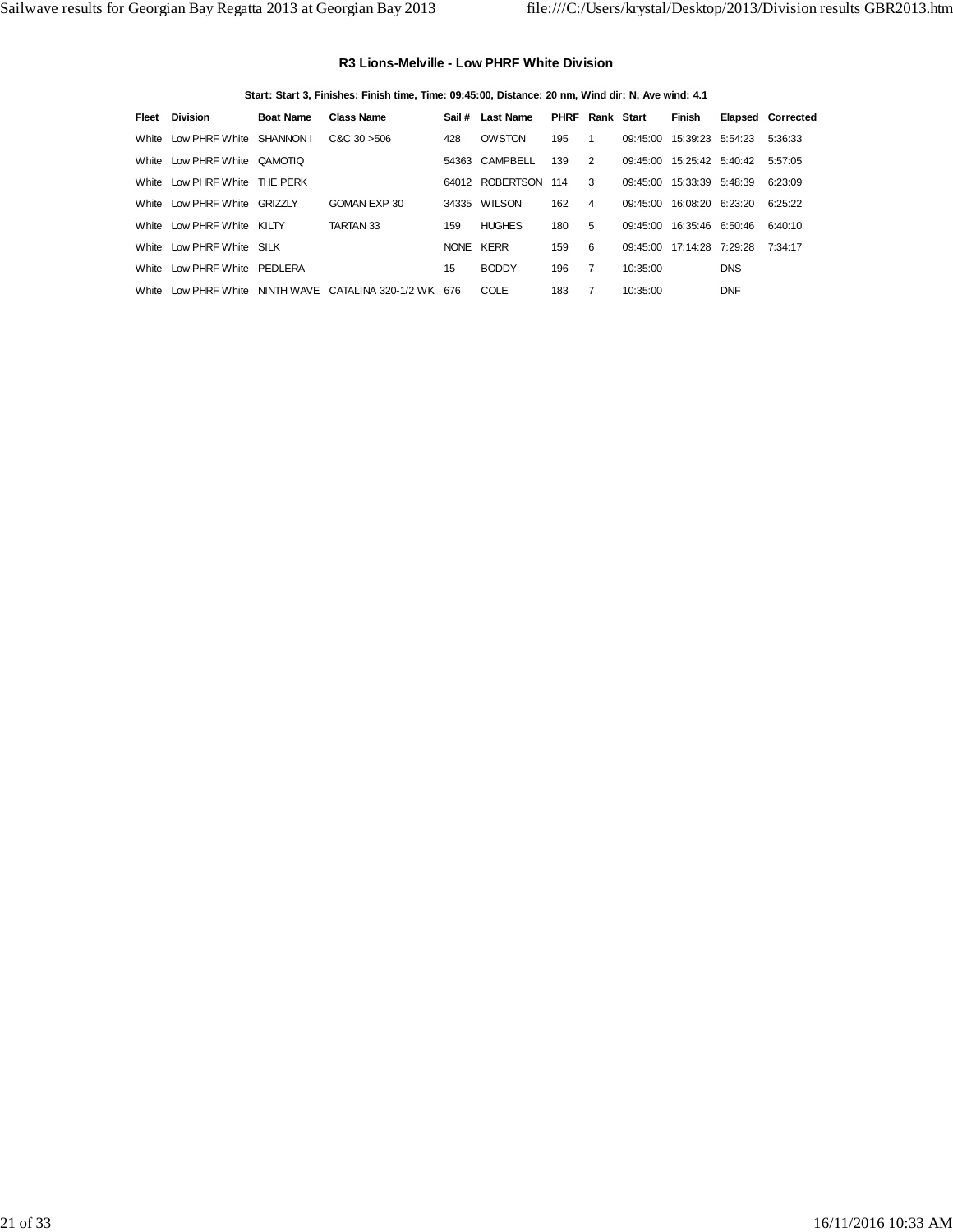### R3 Lions-Melville - Low PHRF White Division

**Start: Start 3, Finishes: Finish time, Time: 09:45:00, Distance: 20 nm, Wind dir: N, Ave wind: 4.1**

| Fleet | Division | Boat Name | Class Name | Sail # | Last Name | PHRF | Rank | Start | Finish | Elapsed | Corrected |
|---|---|---|---|---|---|---|---|---|---|---|---|
| White | Low PHRF White | SHANNON I | C&C 30 >506 | 428 | OWSTON | 195 | 1 | 09:45:00 | 15:39:23 | 5:54:23 | 5:36:33 |
| White | Low PHRF White | QAMOTIQ | | 54363 | CAMPBELL | 139 | 2 | 09:45:00 | 15:25:42 | 5:40:42 | 5:57:05 |
| White | Low PHRF White | THE PERK | | 64012 | ROBERTSON | 114 | 3 | 09:45:00 | 15:33:39 | 5:48:39 | 6:23:09 |
| White | Low PHRF White | GRIZZLY | GOMAN EXP 30 | 34335 | WILSON | 162 | 4 | 09:45:00 | 16:08:20 | 6:23:20 | 6:25:22 |
| White | Low PHRF White | KILTY | TARTAN 33 | 159 | HUGHES | 180 | 5 | 09:45:00 | 16:35:46 | 6:50:46 | 6:40:10 |
| White | Low PHRF White | SILK | | NONE | KERR | 159 | 6 | 09:45:00 | 17:14:28 | 7:29:28 | 7:34:17 |
| White | Low PHRF White | PEDLERA | | 15 | BODDY | 196 | 7 | 10:35:00 | | DNS | |
| White | Low PHRF White | NINTH WAVE | CATALINA 320-1/2 WK | 676 | COLE | 183 | 7 | 10:35:00 | | DNF | |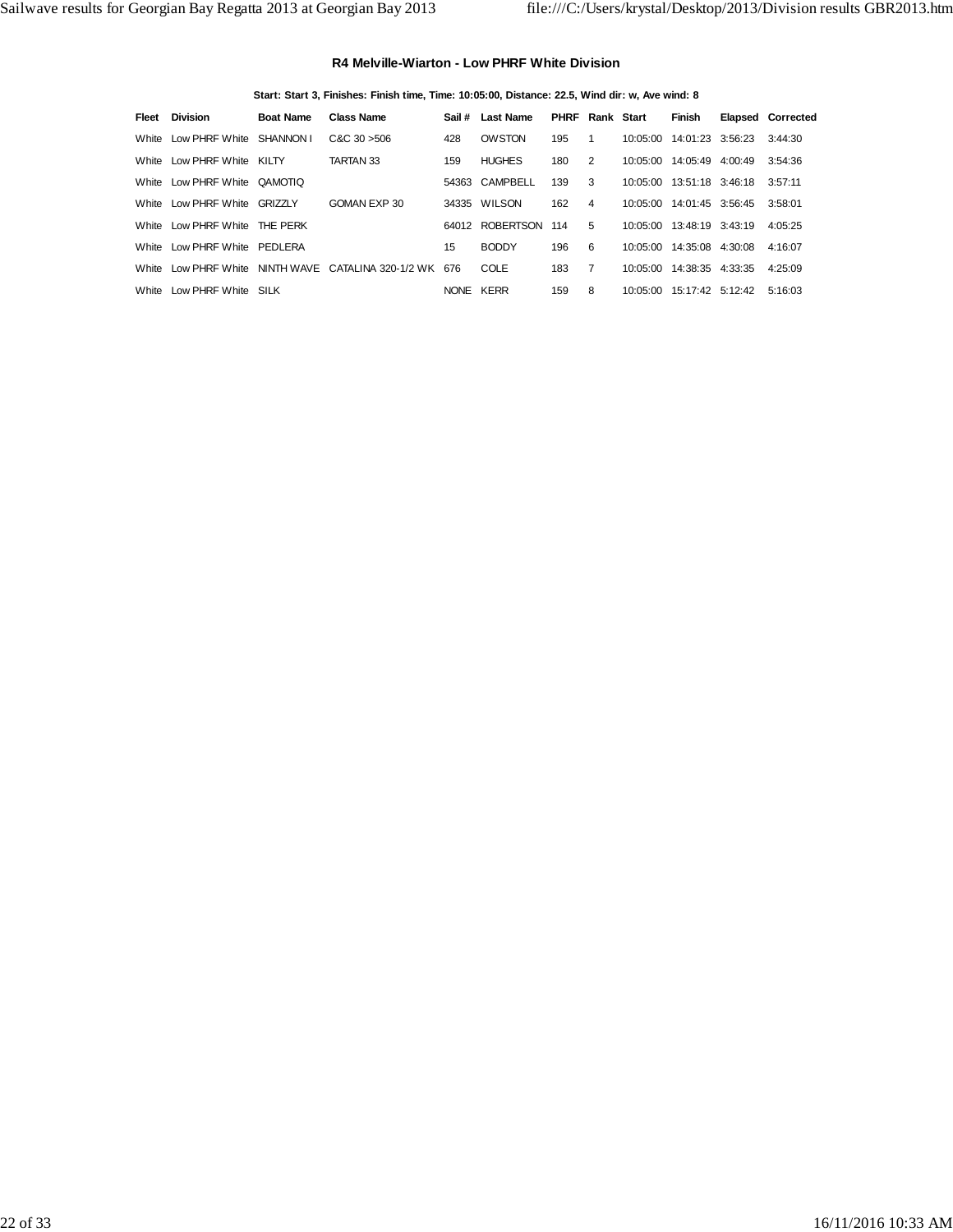### R4 Melville-Wiarton - Low PHRF White Division

**Start: Start 3, Finishes: Finish time, Time: 10:05:00, Distance: 22.5, Wind dir: w, Ave wind: 8**

| Fleet | Division | Boat Name | Class Name | Sail # | Last Name | PHRF | Rank | Start | Finish | Elapsed | Corrected |
|---|---|---|---|---|---|---|---|---|---|---|---|
| White | Low PHRF White | SHANNON I | C&C 30 >506 | 428 | OWSTON | 195 | 1 | 10:05:00 | 14:01:23 | 3:56:23 | 3:44:30 |
| White | Low PHRF White | KILTY | TARTAN 33 | 159 | HUGHES | 180 | 2 | 10:05:00 | 14:05:49 | 4:00:49 | 3:54:36 |
| White | Low PHRF White | QAMOTIQ | | 54363 | CAMPBELL | 139 | 3 | 10:05:00 | 13:51:18 | 3:46:18 | 3:57:11 |
| White | Low PHRF White | GRIZZLY | GOMAN EXP 30 | 34335 | WILSON | 162 | 4 | 10:05:00 | 14:01:45 | 3:56:45 | 3:58:01 |
| White | Low PHRF White | THE PERK | | 64012 | ROBERTSON | 114 | 5 | 10:05:00 | 13:48:19 | 3:43:19 | 4:05:25 |
| White | Low PHRF White | PEDLERA | | 15 | BODDY | 196 | 6 | 10:05:00 | 14:35:08 | 4:30:08 | 4:16:07 |
| White | Low PHRF White | NINTH WAVE | CATALINA 320-1/2 WK | 676 | COLE | 183 | 7 | 10:05:00 | 14:38:35 | 4:33:35 | 4:25:09 |
| White | Low PHRF White | SILK | | NONE | KERR | 159 | 8 | 10:05:00 | 15:17:42 | 5:12:42 | 5:16:03 |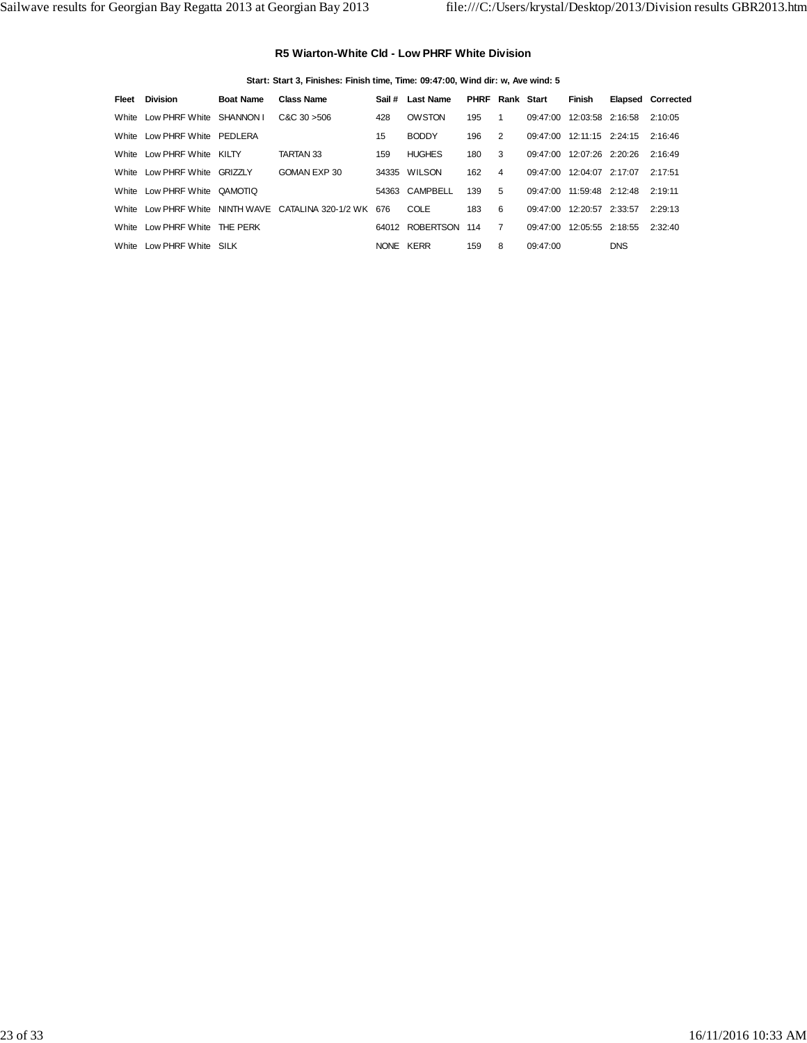### R5 Wiarton-White Cld - Low PHRF White Division

**Start: Start 3, Finishes: Finish time, Time: 09:47:00, Wind dir: w, Ave wind: 5**

| Fleet | Division | Boat Name | Class Name | Sail # | Last Name | PHRF | Rank | Start | Finish | Elapsed | Corrected |
|---|---|---|---|---|---|---|---|---|---|---|---|
| White | Low PHRF White | SHANNON I | C&C 30 >506 | 428 | OWSTON | 195 | 1 | 09:47:00 | 12:03:58 | 2:16:58 | 2:10:05 |
| White | Low PHRF White | PEDLERA | | 15 | BODDY | 196 | 2 | 09:47:00 | 12:11:15 | 2:24:15 | 2:16:46 |
| White | Low PHRF White | KILTY | TARTAN 33 | 159 | HUGHES | 180 | 3 | 09:47:00 | 12:07:26 | 2:20:26 | 2:16:49 |
| White | Low PHRF White | GRIZZLY | GOMAN EXP 30 | 34335 | WILSON | 162 | 4 | 09:47:00 | 12:04:07 | 2:17:07 | 2:17:51 |
| White | Low PHRF White | QAMOTIQ | | 54363 | CAMPBELL | 139 | 5 | 09:47:00 | 11:59:48 | 2:12:48 | 2:19:11 |
| White | Low PHRF White | NINTH WAVE | CATALINA 320-1/2 WK | 676 | COLE | 183 | 6 | 09:47:00 | 12:20:57 | 2:33:57 | 2:29:13 |
| White | Low PHRF White | THE PERK | | 64012 | ROBERTSON | 114 | 7 | 09:47:00 | 12:05:55 | 2:18:55 | 2:32:40 |
| White | Low PHRF White | SILK | | NONE | KERR | 159 | 8 | 09:47:00 | | DNS | |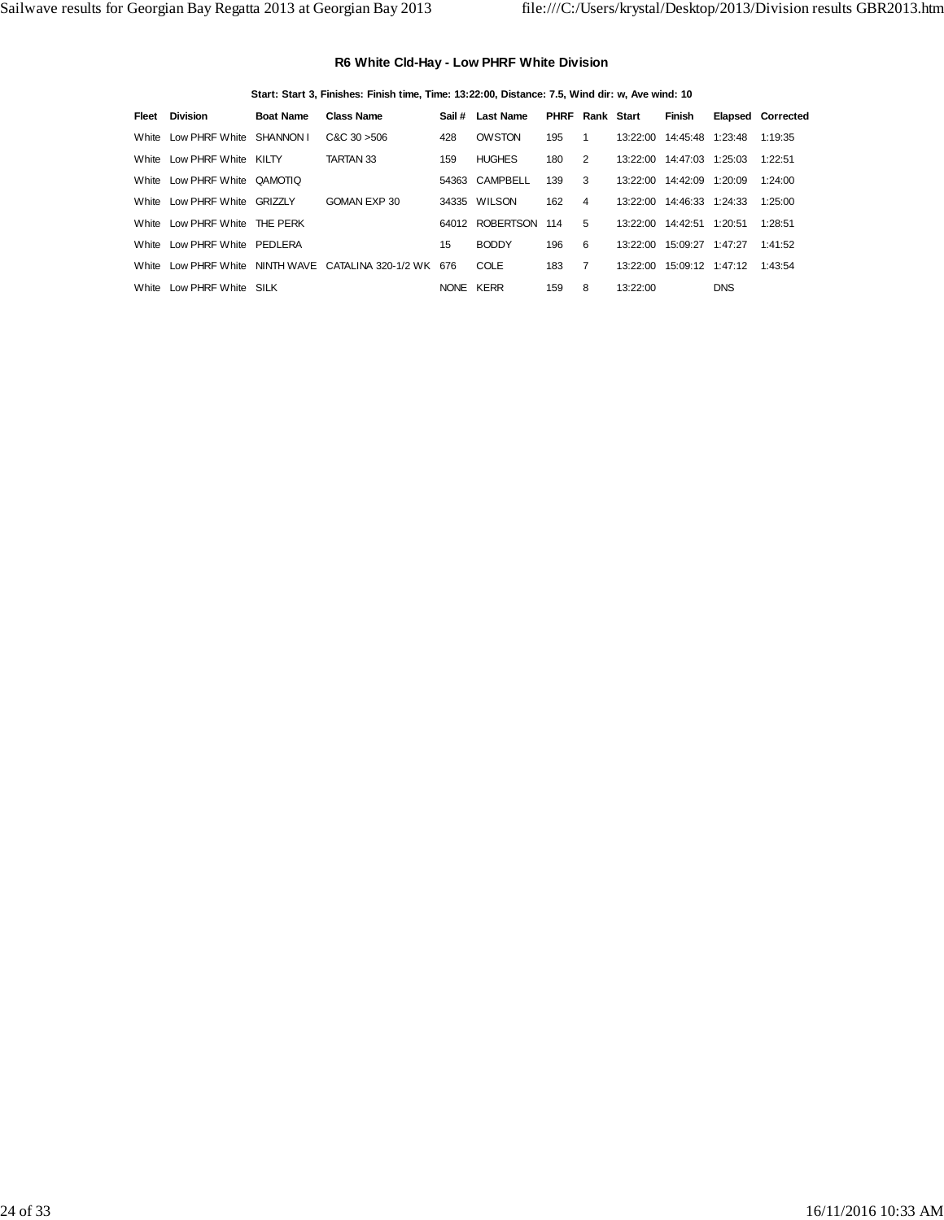### R6 White Cld-Hay - Low PHRF White Division

**Start: Start 3, Finishes: Finish time, Time: 13:22:00, Distance: 7.5, Wind dir: w, Ave wind: 10**

| Fleet | Division | Boat Name | Class Name | Sail # | Last Name | PHRF | Rank | Start | Finish | Elapsed | Corrected |
|---|---|---|---|---|---|---|---|---|---|---|---|
| White | Low PHRF White | SHANNON I | C&C 30 >506 | 428 | OWSTON | 195 | 1 | 13:22:00 | 14:45:48 | 1:23:48 | 1:19:35 |
| White | Low PHRF White | KILTY | TARTAN 33 | 159 | HUGHES | 180 | 2 | 13:22:00 | 14:47:03 | 1:25:03 | 1:22:51 |
| White | Low PHRF White | QAMOTIQ | | 54363 | CAMPBELL | 139 | 3 | 13:22:00 | 14:42:09 | 1:20:09 | 1:24:00 |
| White | Low PHRF White | GRIZZLY | GOMAN EXP 30 | 34335 | WILSON | 162 | 4 | 13:22:00 | 14:46:33 | 1:24:33 | 1:25:00 |
| White | Low PHRF White | THE PERK | | 64012 | ROBERTSON | 114 | 5 | 13:22:00 | 14:42:51 | 1:20:51 | 1:28:51 |
| White | Low PHRF White | PEDLERA | | 15 | BODDY | 196 | 6 | 13:22:00 | 15:09:27 | 1:47:27 | 1:41:52 |
| White | Low PHRF White | NINTH WAVE | CATALINA 320-1/2 WK | 676 | COLE | 183 | 7 | 13:22:00 | 15:09:12 | 1:47:12 | 1:43:54 |
| White | Low PHRF White | SILK | | NONE | KERR | 159 | 8 | 13:22:00 | | DNS | |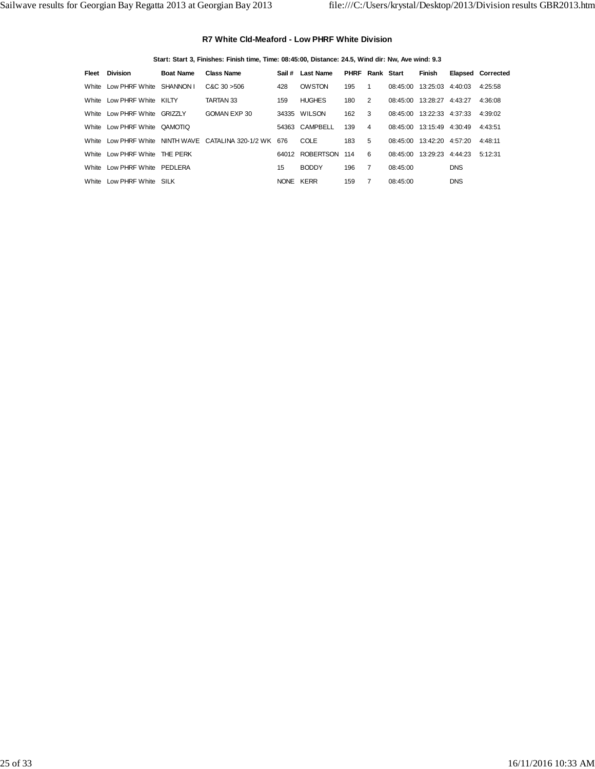### R7 White Cld-Meaford - Low PHRF White Division

**Start: Start 3, Finishes: Finish time, Time: 08:45:00, Distance: 24.5, Wind dir: Nw, Ave wind: 9.3**

| Fleet | Division | Boat Name | Class Name | Sail # | Last Name | PHRF | Rank | Start | Finish | Elapsed | Corrected |
|---|---|---|---|---|---|---|---|---|---|---|---|
| White | Low PHRF White | SHANNON I | C&C 30 >506 | 428 | OWSTON | 195 | 1 | 08:45:00 | 13:25:03 | 4:40:03 | 4:25:58 |
| White | Low PHRF White | KILTY | TARTAN 33 | 159 | HUGHES | 180 | 2 | 08:45:00 | 13:28:27 | 4:43:27 | 4:36:08 |
| White | Low PHRF White | GRIZZLY | GOMAN EXP 30 | 34335 | WILSON | 162 | 3 | 08:45:00 | 13:22:33 | 4:37:33 | 4:39:02 |
| White | Low PHRF White | QAMOTIQ | | 54363 | CAMPBELL | 139 | 4 | 08:45:00 | 13:15:49 | 4:30:49 | 4:43:51 |
| White | Low PHRF White | NINTH WAVE | CATALINA 320-1/2 WK | 676 | COLE | 183 | 5 | 08:45:00 | 13:42:20 | 4:57:20 | 4:48:11 |
| White | Low PHRF White | THE PERK | | 64012 | ROBERTSON | 114 | 6 | 08:45:00 | 13:29:23 | 4:44:23 | 5:12:31 |
| White | Low PHRF White | PEDLERA | | 15 | BODDY | 196 | 7 | 08:45:00 | | DNS | |
| White | Low PHRF White | SILK | | NONE | KERR | 159 | 7 | 08:45:00 | | DNS | |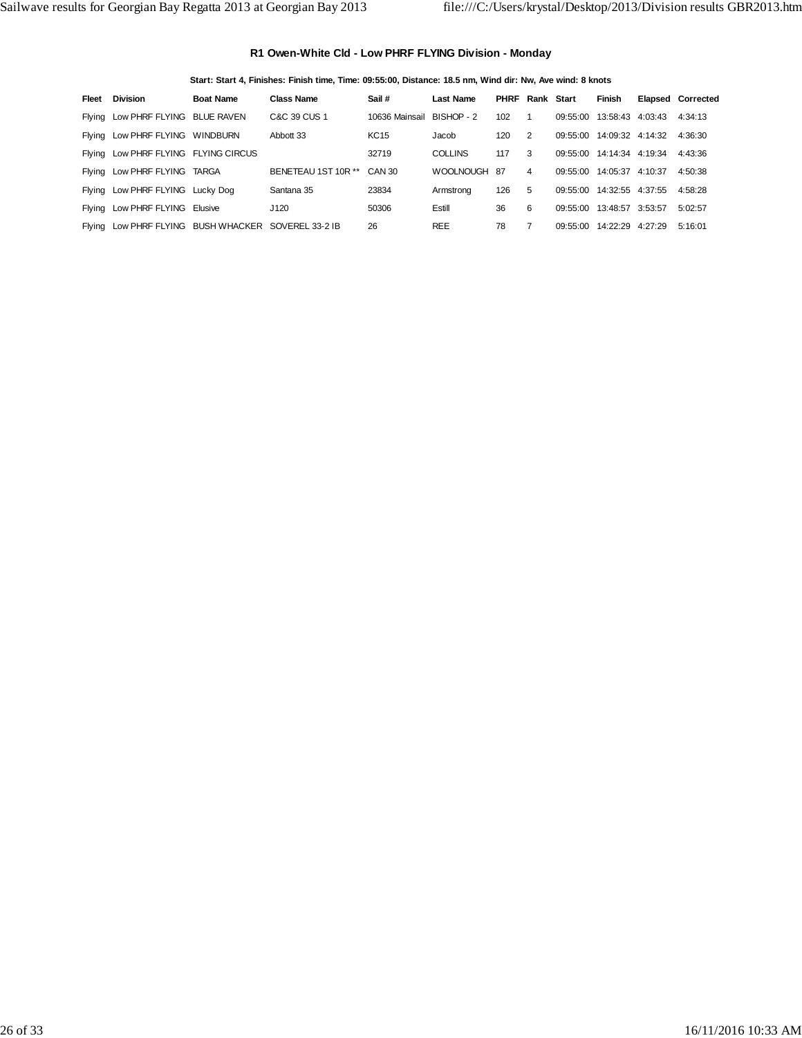### R1 Owen-White Cld - Low PHRF FLYING Division - Monday

**Start: Start 4, Finishes: Finish time, Time: 09:55:00, Distance: 18.5 nm, Wind dir: Nw, Ave wind: 8 knots**

| Fleet | Division | Boat Name | Class Name | Sail # | Last Name | PHRF | Rank | Start | Finish | Elapsed | Corrected |
|---|---|---|---|---|---|---|---|---|---|---|---|
| Flying | Low PHRF FLYING | BLUE RAVEN | C&C 39 CUS 1 | 10636 Mainsail | BISHOP - 2 | 102 | 1 | 09:55:00 | 13:58:43 | 4:03:43 | 4:34:13 |
| Flying | Low PHRF FLYING | WINDBURN | Abbott 33 | KC15 | Jacob | 120 | 2 | 09:55:00 | 14:09:32 | 4:14:32 | 4:36:30 |
| Flying | Low PHRF FLYING | FLYING CIRCUS | | 32719 | COLLINS | 117 | 3 | 09:55:00 | 14:14:34 | 4:19:34 | 4:43:36 |
| Flying | Low PHRF FLYING | TARGA | BENETEAU 1ST 10R ** | CAN 30 | WOOLNOUGH | 87 | 4 | 09:55:00 | 14:05:37 | 4:10:37 | 4:50:38 |
| Flying | Low PHRF FLYING | Lucky Dog | Santana 35 | 23834 | Armstrong | 126 | 5 | 09:55:00 | 14:32:55 | 4:37:55 | 4:58:28 |
| Flying | Low PHRF FLYING | Elusive | J120 | 50306 | Estill | 36 | 6 | 09:55:00 | 13:48:57 | 3:53:57 | 5:02:57 |
| Flying | Low PHRF FLYING | BUSH WHACKER | SOVEREL 33-2 IB | 26 | REE | 78 | 7 | 09:55:00 | 14:22:29 | 4:27:29 | 5:16:01 |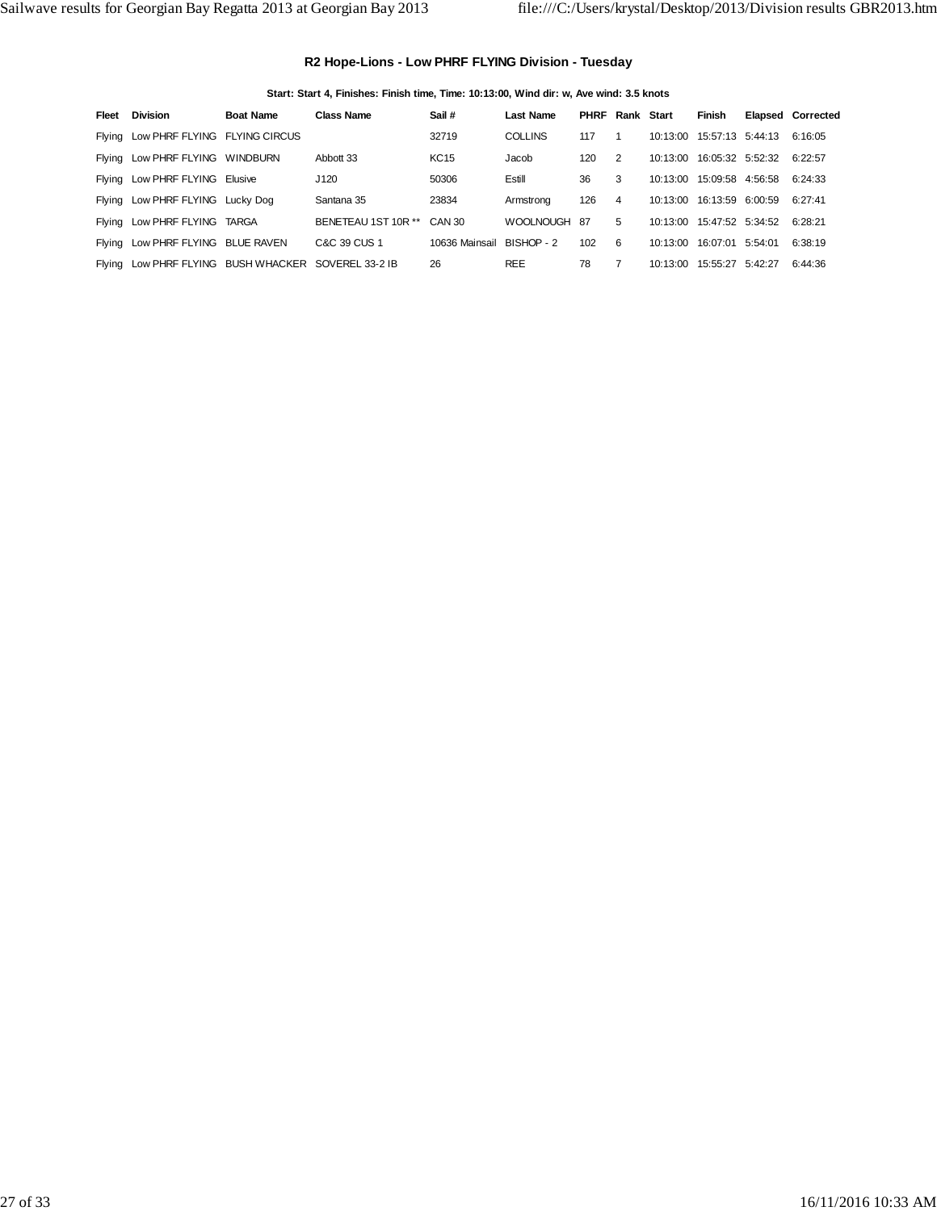### R2 Hope-Lions - Low PHRF FLYING Division - Tuesday

**Start: Start 4, Finishes: Finish time, Time: 10:13:00, Wind dir: w, Ave wind: 3.5 knots**

| Fleet | Division | Boat Name | Class Name | Sail # | Last Name | PHRF | Rank | Start | Finish | Elapsed | Corrected |
|---|---|---|---|---|---|---|---|---|---|---|---|
| Flying | Low PHRF FLYING | FLYING CIRCUS | | 32719 | COLLINS | 117 | 1 | 10:13:00 | 15:57:13 | 5:44:13 | 6:16:05 |
| Flying | Low PHRF FLYING | WINDBURN | Abbott 33 | KC15 | Jacob | 120 | 2 | 10:13:00 | 16:05:32 | 5:52:32 | 6:22:57 |
| Flying | Low PHRF FLYING | Elusive | J120 | 50306 | Estill | 36 | 3 | 10:13:00 | 15:09:58 | 4:56:58 | 6:24:33 |
| Flying | Low PHRF FLYING | Lucky Dog | Santana 35 | 23834 | Armstrong | 126 | 4 | 10:13:00 | 16:13:59 | 6:00:59 | 6:27:41 |
| Flying | Low PHRF FLYING | TARGA | BENETEAU 1ST 10R ** | CAN 30 | WOOLNOUGH | 87 | 5 | 10:13:00 | 15:47:52 | 5:34:52 | 6:28:21 |
| Flying | Low PHRF FLYING | BLUE RAVEN | C&C 39 CUS 1 | 10636 Mainsail | BISHOP - 2 | 102 | 6 | 10:13:00 | 16:07:01 | 5:54:01 | 6:38:19 |
| Flying | Low PHRF FLYING | BUSH WHACKER | SOVEREL 33-2 IB | 26 | REE | 78 | 7 | 10:13:00 | 15:55:27 | 5:42:27 | 6:44:36 |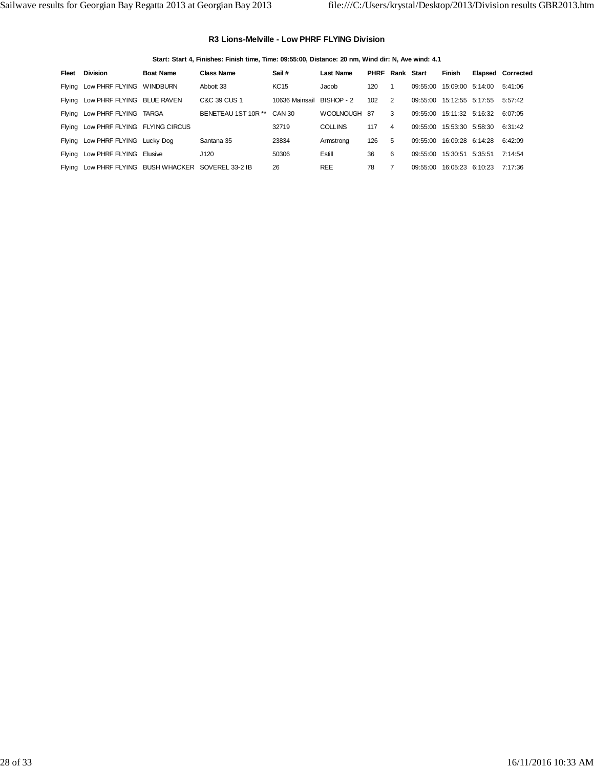### R3 Lions-Melville - Low PHRF FLYING Division

**Start: Start 4, Finishes: Finish time, Time: 09:55:00, Distance: 20 nm, Wind dir: N, Ave wind: 4.1**

| Fleet | Division | Boat Name | Class Name | Sail # | Last Name | PHRF | Rank | Start | Finish | Elapsed | Corrected |
|---|---|---|---|---|---|---|---|---|---|---|---|
| Flying | Low PHRF FLYING | WINDBURN | Abbott 33 | KC15 | Jacob | 120 | 1 | 09:55:00 | 15:09:00 | 5:14:00 | 5:41:06 |
| Flying | Low PHRF FLYING | BLUE RAVEN | C&C 39 CUS 1 | 10636 Mainsail | BISHOP - 2 | 102 | 2 | 09:55:00 | 15:12:55 | 5:17:55 | 5:57:42 |
| Flying | Low PHRF FLYING | TARGA | BENETEAU 1ST 10R ** | CAN 30 | WOOLNOUGH | 87 | 3 | 09:55:00 | 15:11:32 | 5:16:32 | 6:07:05 |
| Flying | Low PHRF FLYING | FLYING CIRCUS | | 32719 | COLLINS | 117 | 4 | 09:55:00 | 15:53:30 | 5:58:30 | 6:31:42 |
| Flying | Low PHRF FLYING | Lucky Dog | Santana 35 | 23834 | Armstrong | 126 | 5 | 09:55:00 | 16:09:28 | 6:14:28 | 6:42:09 |
| Flying | Low PHRF FLYING | Elusive | J120 | 50306 | Estill | 36 | 6 | 09:55:00 | 15:30:51 | 5:35:51 | 7:14:54 |
| Flying | Low PHRF FLYING | BUSH WHACKER | SOVEREL 33-2 IB | 26 | REE | 78 | 7 | 09:55:00 | 16:05:23 | 6:10:23 | 7:17:36 |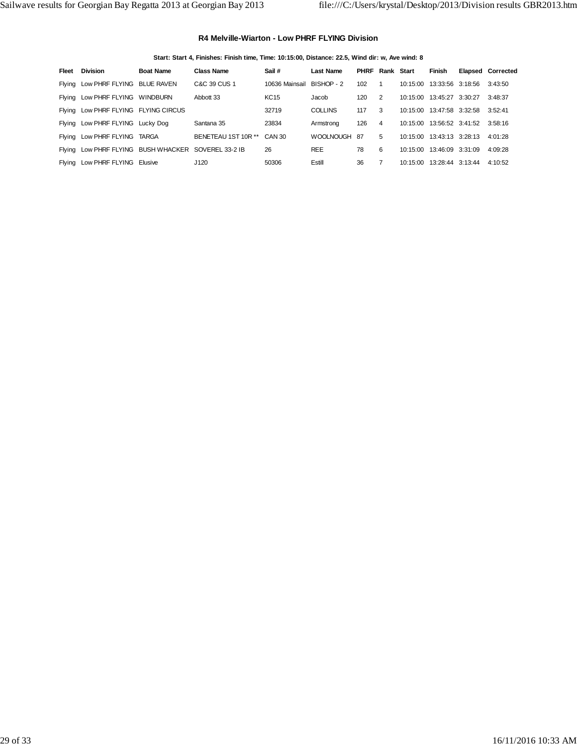### R4 Melville-Wiarton - Low PHRF FLYING Division

**Start: Start 4, Finishes: Finish time, Time: 10:15:00, Distance: 22.5, Wind dir: w, Ave wind: 8**

| Fleet | Division | Boat Name | Class Name | Sail # | Last Name | PHRF | Rank | Start | Finish | Elapsed | Corrected |
|---|---|---|---|---|---|---|---|---|---|---|---|
| Flying | Low PHRF FLYING | BLUE RAVEN | C&C 39 CUS 1 | 10636 Mainsail | BISHOP - 2 | 102 | 1 | 10:15:00 | 13:33:56 | 3:18:56 | 3:43:50 |
| Flying | Low PHRF FLYING | WINDBURN | Abbott 33 | KC15 | Jacob | 120 | 2 | 10:15:00 | 13:45:27 | 3:30:27 | 3:48:37 |
| Flying | Low PHRF FLYING | FLYING CIRCUS | | 32719 | COLLINS | 117 | 3 | 10:15:00 | 13:47:58 | 3:32:58 | 3:52:41 |
| Flying | Low PHRF FLYING | Lucky Dog | Santana 35 | 23834 | Armstrong | 126 | 4 | 10:15:00 | 13:56:52 | 3:41:52 | 3:58:16 |
| Flying | Low PHRF FLYING | TARGA | BENETEAU 1ST 10R ** | CAN 30 | WOOLNOUGH | 87 | 5 | 10:15:00 | 13:43:13 | 3:28:13 | 4:01:28 |
| Flying | Low PHRF FLYING | BUSH WHACKER | SOVEREL 33-2 IB | 26 | REE | 78 | 6 | 10:15:00 | 13:46:09 | 3:31:09 | 4:09:28 |
| Flying | Low PHRF FLYING | Elusive | J120 | 50306 | Estill | 36 | 7 | 10:15:00 | 13:28:44 | 3:13:44 | 4:10:52 |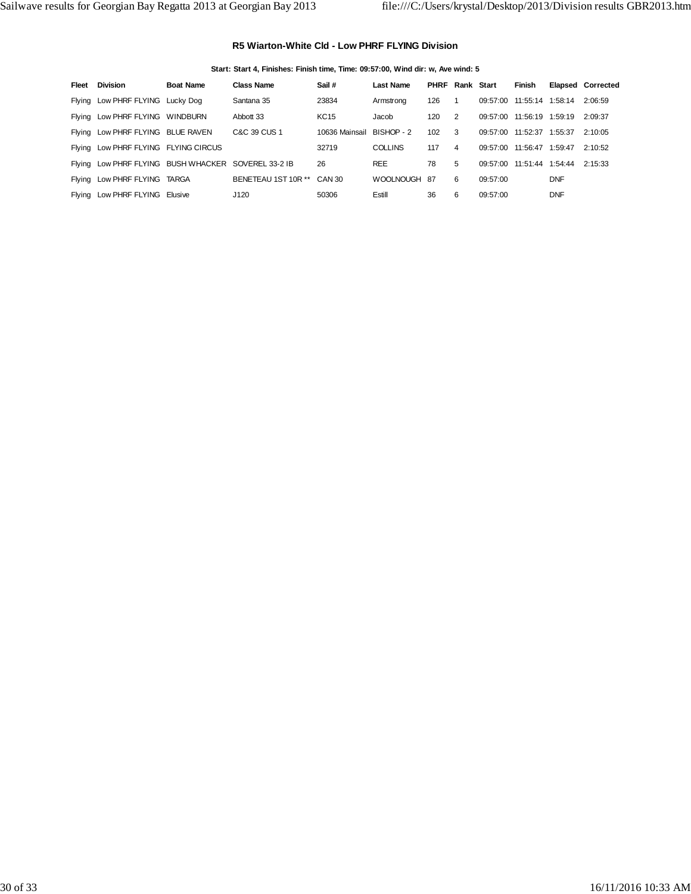### R5 Wiarton-White Cld - Low PHRF FLYING Division

**Start: Start 4, Finishes: Finish time, Time: 09:57:00, Wind dir: w, Ave wind: 5**

| Fleet | Division | Boat Name | Class Name | Sail # | Last Name | PHRF | Rank | Start | Finish | Elapsed | Corrected |
|---|---|---|---|---|---|---|---|---|---|---|---|
| Flying | Low PHRF FLYING | Lucky Dog | Santana 35 | 23834 | Armstrong | 126 | 1 | 09:57:00 | 11:55:14 | 1:58:14 | 2:06:59 |
| Flying | Low PHRF FLYING | WINDBURN | Abbott 33 | KC15 | Jacob | 120 | 2 | 09:57:00 | 11:56:19 | 1:59:19 | 2:09:37 |
| Flying | Low PHRF FLYING | BLUE RAVEN | C&C 39 CUS 1 | 10636 Mainsail | BISHOP - 2 | 102 | 3 | 09:57:00 | 11:52:37 | 1:55:37 | 2:10:05 |
| Flying | Low PHRF FLYING | FLYING CIRCUS | | 32719 | COLLINS | 117 | 4 | 09:57:00 | 11:56:47 | 1:59:47 | 2:10:52 |
| Flying | Low PHRF FLYING | BUSH WHACKER | SOVEREL 33-2 IB | 26 | REE | 78 | 5 | 09:57:00 | 11:51:44 | 1:54:44 | 2:15:33 |
| Flying | Low PHRF FLYING | TARGA | BENETEAU 1ST 10R ** | CAN 30 | WOOLNOUGH | 87 | 6 | 09:57:00 | | DNF | |
| Flying | Low PHRF FLYING | Elusive | J120 | 50306 | Estill | 36 | 6 | 09:57:00 | | DNF | |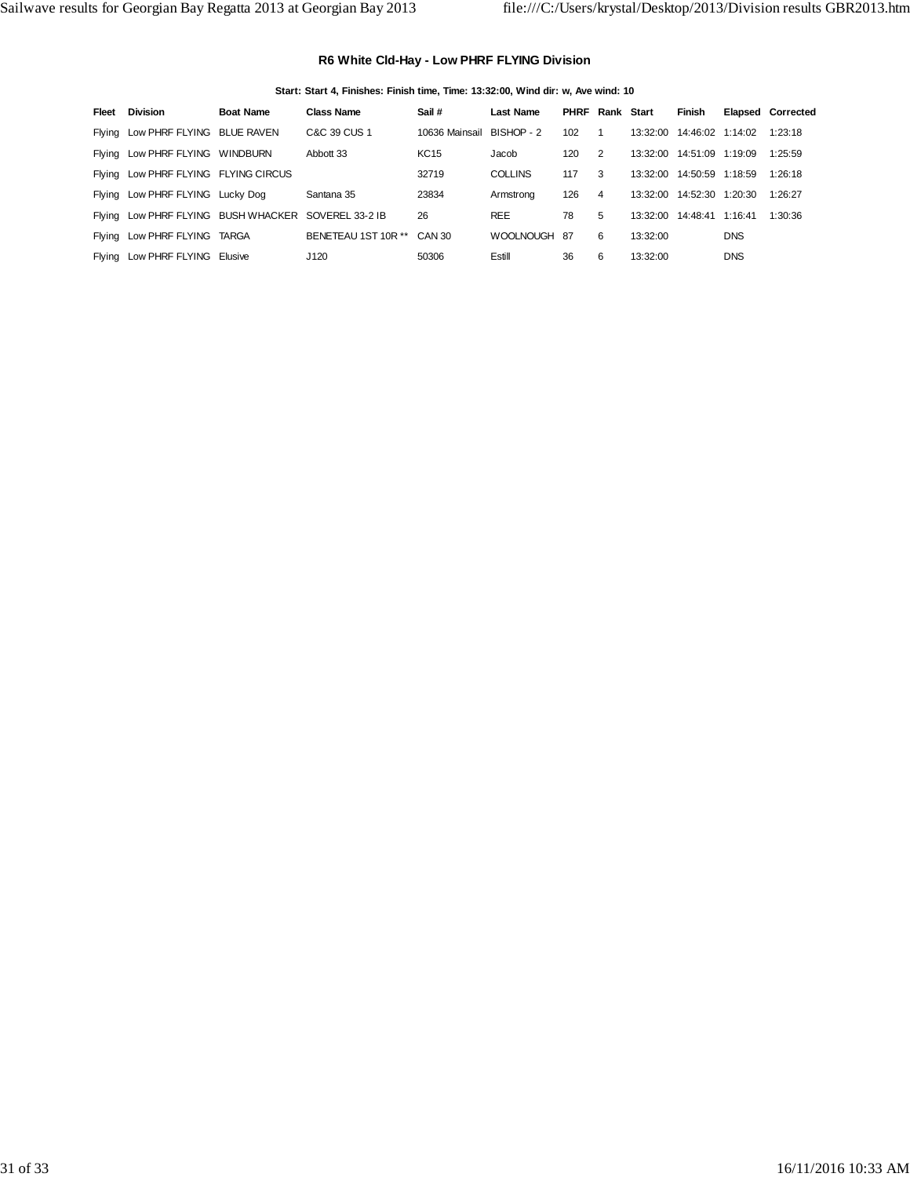### R6 White Cld-Hay - Low PHRF FLYING Division

**Start: Start 4, Finishes: Finish time, Time: 13:32:00, Wind dir: w, Ave wind: 10**

| Fleet | Division | Boat Name | Class Name | Sail # | Last Name | PHRF | Rank | Start | Finish | Elapsed | Corrected |
|---|---|---|---|---|---|---|---|---|---|---|---|
| Flying | Low PHRF FLYING | BLUE RAVEN | C&C 39 CUS 1 | 10636 Mainsail | BISHOP - 2 | 102 | 1 | 13:32:00 | 14:46:02 | 1:14:02 | 1:23:18 |
| Flying | Low PHRF FLYING | WINDBURN | Abbott 33 | KC15 | Jacob | 120 | 2 | 13:32:00 | 14:51:09 | 1:19:09 | 1:25:59 |
| Flying | Low PHRF FLYING | FLYING CIRCUS | | 32719 | COLLINS | 117 | 3 | 13:32:00 | 14:50:59 | 1:18:59 | 1:26:18 |
| Flying | Low PHRF FLYING | Lucky Dog | Santana 35 | 23834 | Armstrong | 126 | 4 | 13:32:00 | 14:52:30 | 1:20:30 | 1:26:27 |
| Flying | Low PHRF FLYING | BUSH WHACKER | SOVEREL 33-2 IB | 26 | REE | 78 | 5 | 13:32:00 | 14:48:41 | 1:16:41 | 1:30:36 |
| Flying | Low PHRF FLYING | TARGA | BENETEAU 1ST 10R ** | CAN 30 | WOOLNOUGH | 87 | 6 | 13:32:00 | | DNS | |
| Flying | Low PHRF FLYING | Elusive | J120 | 50306 | Estill | 36 | 6 | 13:32:00 | | DNS | |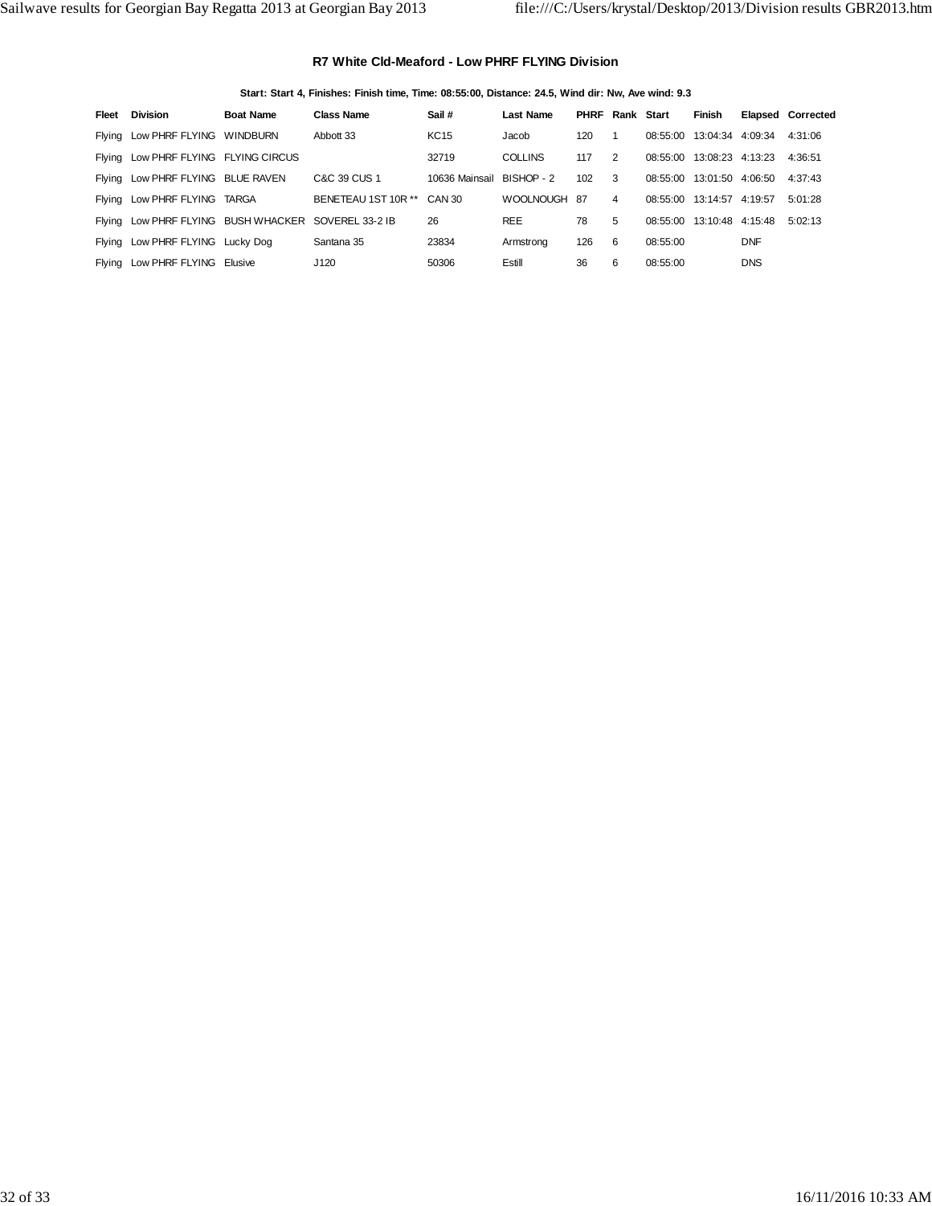### R7 White Cld-Meaford - Low PHRF FLYING Division

**Start: Start 4, Finishes: Finish time, Time: 08:55:00, Distance: 24.5, Wind dir: Nw, Ave wind: 9.3**

| Fleet | Division | Boat Name | Class Name | Sail # | Last Name | PHRF | Rank | Start | Finish | Elapsed | Corrected |
|---|---|---|---|---|---|---|---|---|---|---|---|
| Flying | Low PHRF FLYING | WINDBURN | Abbott 33 | KC15 | Jacob | 120 | 1 | 08:55:00 | 13:04:34 | 4:09:34 | 4:31:06 |
| Flying | Low PHRF FLYING | FLYING CIRCUS | | 32719 | COLLINS | 117 | 2 | 08:55:00 | 13:08:23 | 4:13:23 | 4:36:51 |
| Flying | Low PHRF FLYING | BLUE RAVEN | C&C 39 CUS 1 | 10636 Mainsail | BISHOP - 2 | 102 | 3 | 08:55:00 | 13:01:50 | 4:06:50 | 4:37:43 |
| Flying | Low PHRF FLYING | TARGA | BENETEAU 1ST 10R ** | CAN 30 | WOOLNOUGH | 87 | 4 | 08:55:00 | 13:14:57 | 4:19:57 | 5:01:28 |
| Flying | Low PHRF FLYING | BUSH WHACKER | SOVEREL 33-2 IB | 26 | REE | 78 | 5 | 08:55:00 | 13:10:48 | 4:15:48 | 5:02:13 |
| Flying | Low PHRF FLYING | Lucky Dog | Santana 35 | 23834 | Armstrong | 126 | 6 | 08:55:00 | | DNF | |
| Flying | Low PHRF FLYING | Elusive | J120 | 50306 | Estill | 36 | 6 | 08:55:00 | | DNS | |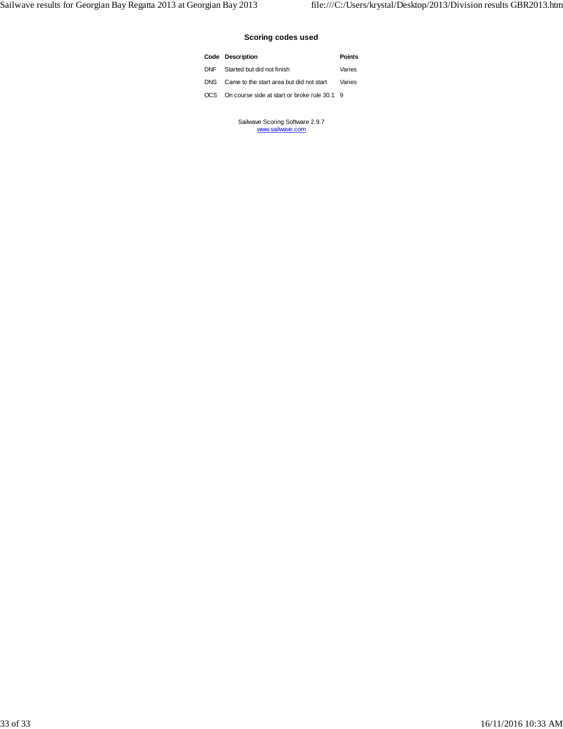### Scoring codes used

| Code | Description | Points |
|---|---|---|
| DNF | Started but did not finish | Varies |
| DNS | Came to the start area but did not start | Varies |
| OCS | On course side at start or broke rule 30.1 | 9 |

Sailwave Scoring Software 2.9.7
www.sailwave.com